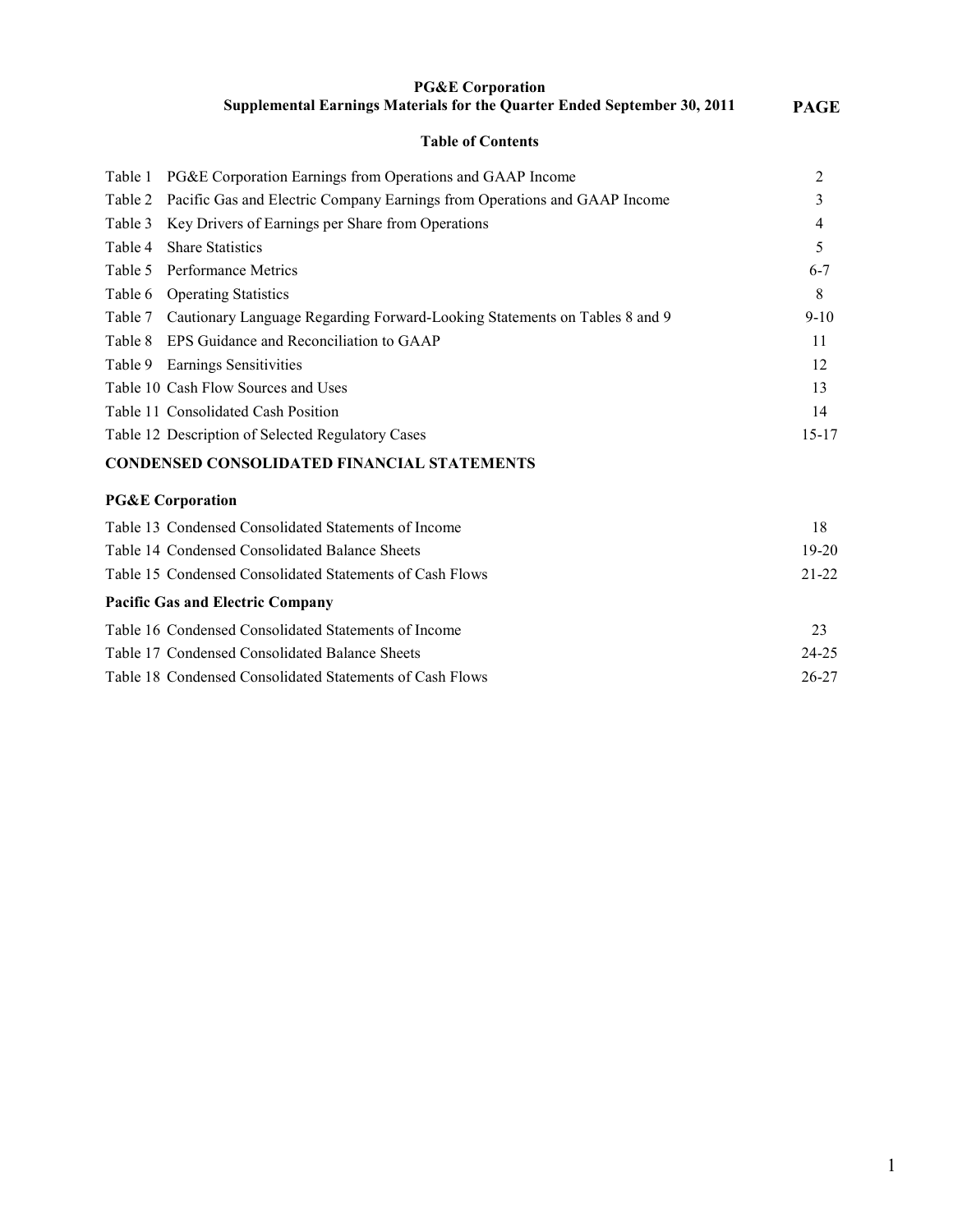# PG&E Corporation

## Supplemental Earnings Materials for the Quarter Ended September 30, 2011

### Table of Contents

| | | PAGE |
|---|---|---|
| Table 1 | PG&E Corporation Earnings from Operations and GAAP Income | 2 |
| Table 2 | Pacific Gas and Electric Company Earnings from Operations and GAAP Income | 3 |
| Table 3 | Key Drivers of Earnings per Share from Operations | 4 |
| Table 4 | Share Statistics | 5 |
| Table 5 | Performance Metrics | 6-7 |
| Table 6 | Operating Statistics | 8 |
| Table 7 | Cautionary Language Regarding Forward-Looking Statements on Tables 8 and 9 | 9-10 |
| Table 8 | EPS Guidance and Reconciliation to GAAP | 11 |
| Table 9 | Earnings Sensitivities | 12 |
| Table 10 | Cash Flow Sources and Uses | 13 |
| Table 11 | Consolidated Cash Position | 14 |
| Table 12 | Description of Selected Regulatory Cases | 15-17 |
| **CONDENSED CONSOLIDATED FINANCIAL STATEMENTS** | | |
| **PG&E Corporation** | | |
| Table 13 | Condensed Consolidated Statements of Income | 18 |
| Table 14 | Condensed Consolidated Balance Sheets | 19-20 |
| Table 15 | Condensed Consolidated Statements of Cash Flows | 21-22 |
| **Pacific Gas and Electric Company** | | |
| Table 16 | Condensed Consolidated Statements of Income | 23 |
| Table 17 | Condensed Consolidated Balance Sheets | 24-25 |
| Table 18 | Condensed Consolidated Statements of Cash Flows | 26-27 |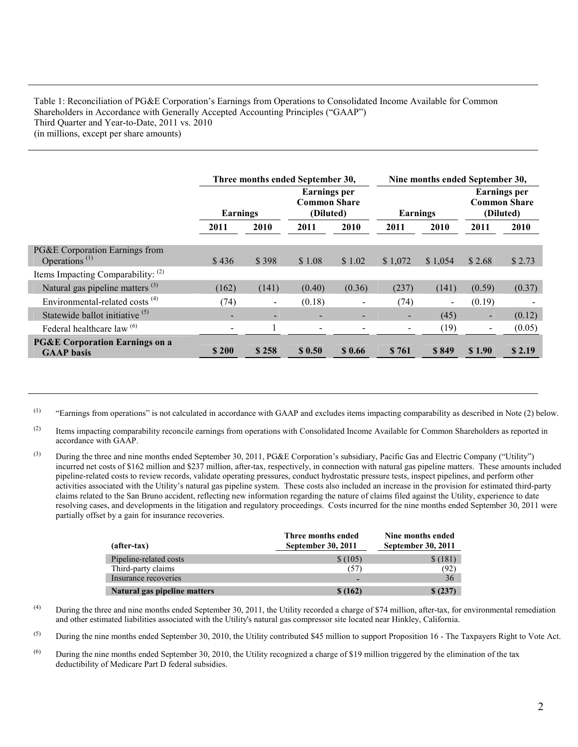Table 1: Reconciliation of PG&E Corporation's Earnings from Operations to Consolidated Income Available for Common Shareholders in Accordance with Generally Accepted Accounting Principles ("GAAP")
Third Quarter and Year-to-Date, 2011 vs. 2010
(in millions, except per share amounts)

| | Three months ended September 30, | | | | Nine months ended September 30, | | | |
|---|---|---|---|---|---|---|---|---|
| | Earnings | | Earnings per Common Share (Diluted) | | Earnings | | Earnings per Common Share (Diluted) | |
| | 2011 | 2010 | 2011 | 2010 | 2011 | 2010 | 2011 | 2010 |
| PG&E Corporation Earnings from Operations [1] | $ 436 | $ 398 | $ 1.08 | $ 1.02 | $ 1,072 | $ 1,054 | $ 2.68 | $ 2.73 |
| Items Impacting Comparability: [2] | | | | | | | | |
| Natural gas pipeline matters [3] | (162) | (141) | (0.40) | (0.36) | (237) | (141) | (0.59) | (0.37) |
| Environmental-related costs [4] | (74) | - | (0.18) | - | (74) | - | (0.19) | - |
| Statewide ballot initiative [5] | - | - | - | - | - | (45) | - | (0.12) |
| Federal healthcare law [6] | - | 1 | - | - | - | (19) | - | (0.05) |
| **PG&E Corporation Earnings on a GAAP basis** | **$ 200** | **$ 258** | **$ 0.50** | **$ 0.66** | **$ 761** | **$ 849** | **$ 1.90** | **$ 2.19** |

(1) "Earnings from operations" is not calculated in accordance with GAAP and excludes items impacting comparability as described in Note (2) below.

(2) Items impacting comparability reconcile earnings from operations with Consolidated Income Available for Common Shareholders as reported in accordance with GAAP.

(3) During the three and nine months ended September 30, 2011, PG&E Corporation's subsidiary, Pacific Gas and Electric Company ("Utility") incurred net costs of $162 million and $237 million, after-tax, respectively, in connection with natural gas pipeline matters. These amounts included pipeline-related costs to review records, validate operating pressures, conduct hydrostatic pressure tests, inspect pipelines, and perform other activities associated with the Utility's natural gas pipeline system. These costs also included an increase in the provision for estimated third-party claims related to the San Bruno accident, reflecting new information regarding the nature of claims filed against the Utility, experience to date resolving cases, and developments in the litigation and regulatory proceedings. Costs incurred for the nine months ended September 30, 2011 were partially offset by a gain for insurance recoveries.

| (after-tax) | Three months ended September 30, 2011 | Nine months ended September 30, 2011 |
|---|---|---|
| Pipeline-related costs | $ (105) | $ (181) |
| Third-party claims | (57) | (92) |
| Insurance recoveries | - | 36 |
| **Natural gas pipeline matters** | **$ (162)** | **$ (237)** |

(4) During the three and nine months ended September 30, 2011, the Utility recorded a charge of $74 million, after-tax, for environmental remediation and other estimated liabilities associated with the Utility's natural gas compressor site located near Hinkley, California.

(5) During the nine months ended September 30, 2010, the Utility contributed $45 million to support Proposition 16 - The Taxpayers Right to Vote Act.

(6) During the nine months ended September 30, 2010, the Utility recognized a charge of $19 million triggered by the elimination of the tax deductibility of Medicare Part D federal subsidies.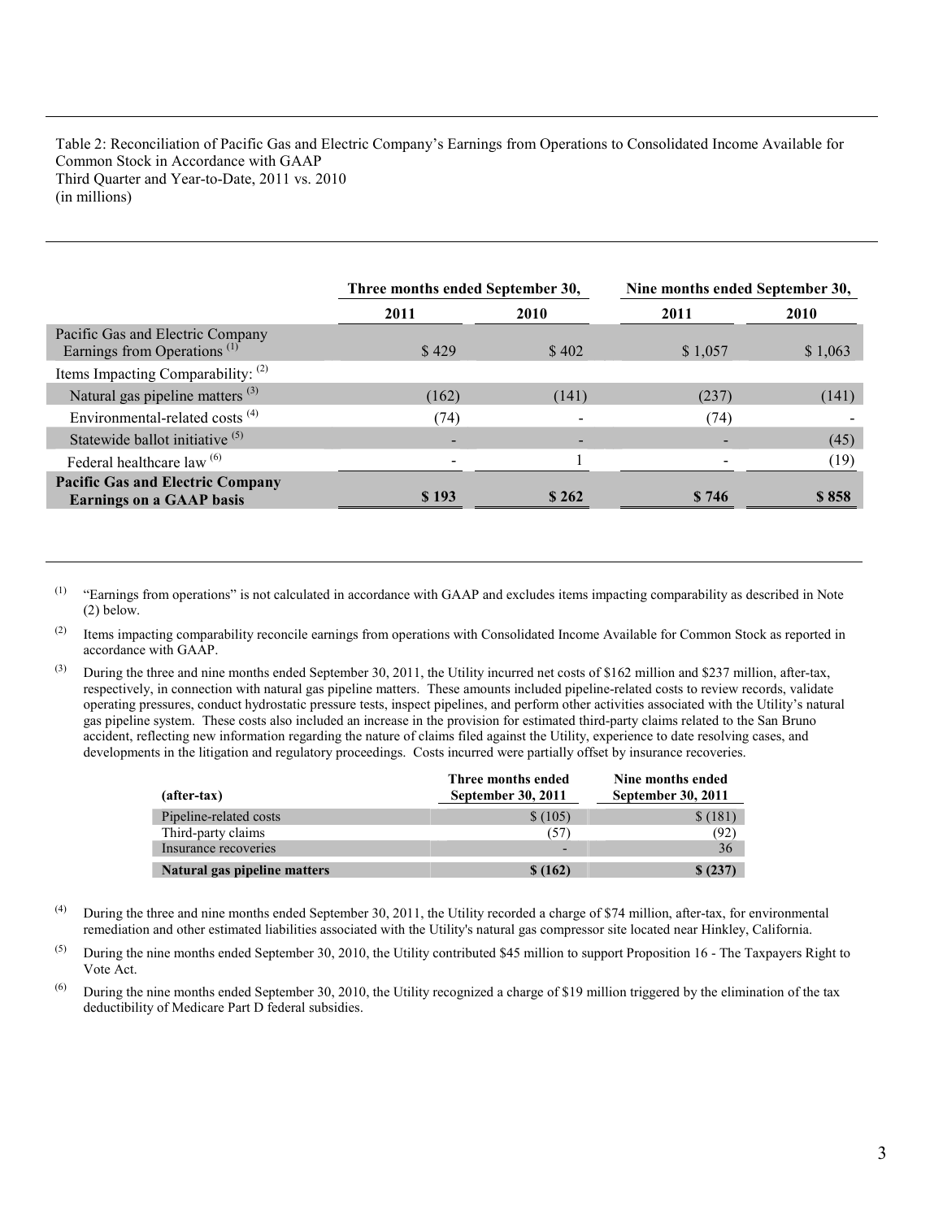Table 2: Reconciliation of Pacific Gas and Electric Company's Earnings from Operations to Consolidated Income Available for Common Stock in Accordance with GAAP
Third Quarter and Year-to-Date, 2011 vs. 2010
(in millions)

| | Three months ended September 30, | | Nine months ended September 30, | |
|---|---|---|---|---|
| | 2011 | 2010 | 2011 | 2010 |
| Pacific Gas and Electric Company Earnings from Operations [1] | $ 429 | $ 402 | $ 1,057 | $ 1,063 |
| Items Impacting Comparability: [2] | | | | |
| Natural gas pipeline matters [3] | (162) | (141) | (237) | (141) |
| Environmental-related costs [4] | (74) | - | (74) | - |
| Statewide ballot initiative [5] | - | - | - | (45) |
| Federal healthcare law [6] | - | 1 | - | (19) |
| **Pacific Gas and Electric Company Earnings on a GAAP basis** | **$ 193** | **$ 262** | **$ 746** | **$ 858** |

(1) "Earnings from operations" is not calculated in accordance with GAAP and excludes items impacting comparability as described in Note (2) below.

(2) Items impacting comparability reconcile earnings from operations with Consolidated Income Available for Common Stock as reported in accordance with GAAP.

(3) During the three and nine months ended September 30, 2011, the Utility incurred net costs of $162 million and $237 million, after-tax, respectively, in connection with natural gas pipeline matters. These amounts included pipeline-related costs to review records, validate operating pressures, conduct hydrostatic pressure tests, inspect pipelines, and perform other activities associated with the Utility's natural gas pipeline system. These costs also included an increase in the provision for estimated third-party claims related to the San Bruno accident, reflecting new information regarding the nature of claims filed against the Utility, experience to date resolving cases, and developments in the litigation and regulatory proceedings. Costs incurred were partially offset by insurance recoveries.

| (after-tax) | Three months ended September 30, 2011 | Nine months ended September 30, 2011 |
|---|---|---|
| Pipeline-related costs | $ (105) | $ (181) |
| Third-party claims | (57) | (92) |
| Insurance recoveries | - | 36 |
| **Natural gas pipeline matters** | **$ (162)** | **$ (237)** |

(4) During the three and nine months ended September 30, 2011, the Utility recorded a charge of $74 million, after-tax, for environmental remediation and other estimated liabilities associated with the Utility's natural gas compressor site located near Hinkley, California.

(5) During the nine months ended September 30, 2010, the Utility contributed $45 million to support Proposition 16 - The Taxpayers Right to Vote Act.

(6) During the nine months ended September 30, 2010, the Utility recognized a charge of $19 million triggered by the elimination of the tax deductibility of Medicare Part D federal subsidies.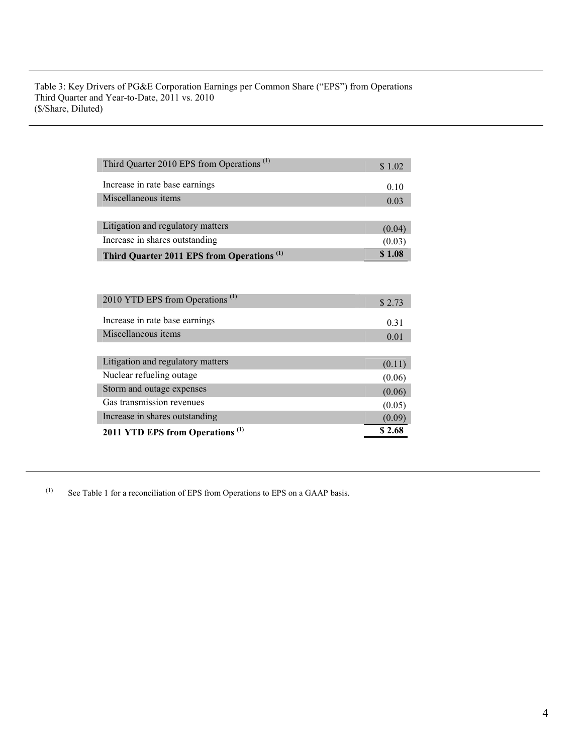Table 3: Key Drivers of PG&E Corporation Earnings per Common Share ("EPS") from Operations
Third Quarter and Year-to-Date, 2011 vs. 2010
($/Share, Diluted)

| | |
|---|---|
| Third Quarter 2010 EPS from Operations [1] | $ 1.02 |
| Increase in rate base earnings | 0.10 |
| Miscellaneous items | 0.03 |
| | |
| Litigation and regulatory matters | (0.04) |
| Increase in shares outstanding | (0.03) |
| **Third Quarter 2011 EPS from Operations [1]** | **$ 1.08** |

| | |
|---|---|
| 2010 YTD EPS from Operations [1] | $ 2.73 |
| Increase in rate base earnings | 0.31 |
| Miscellaneous items | 0.01 |
| | |
| Litigation and regulatory matters | (0.11) |
| Nuclear refueling outage | (0.06) |
| Storm and outage expenses | (0.06) |
| Gas transmission revenues | (0.05) |
| Increase in shares outstanding | (0.09) |
| **2011 YTD EPS from Operations [1]** | **$ 2.68** |

[1] See Table 1 for a reconciliation of EPS from Operations to EPS on a GAAP basis.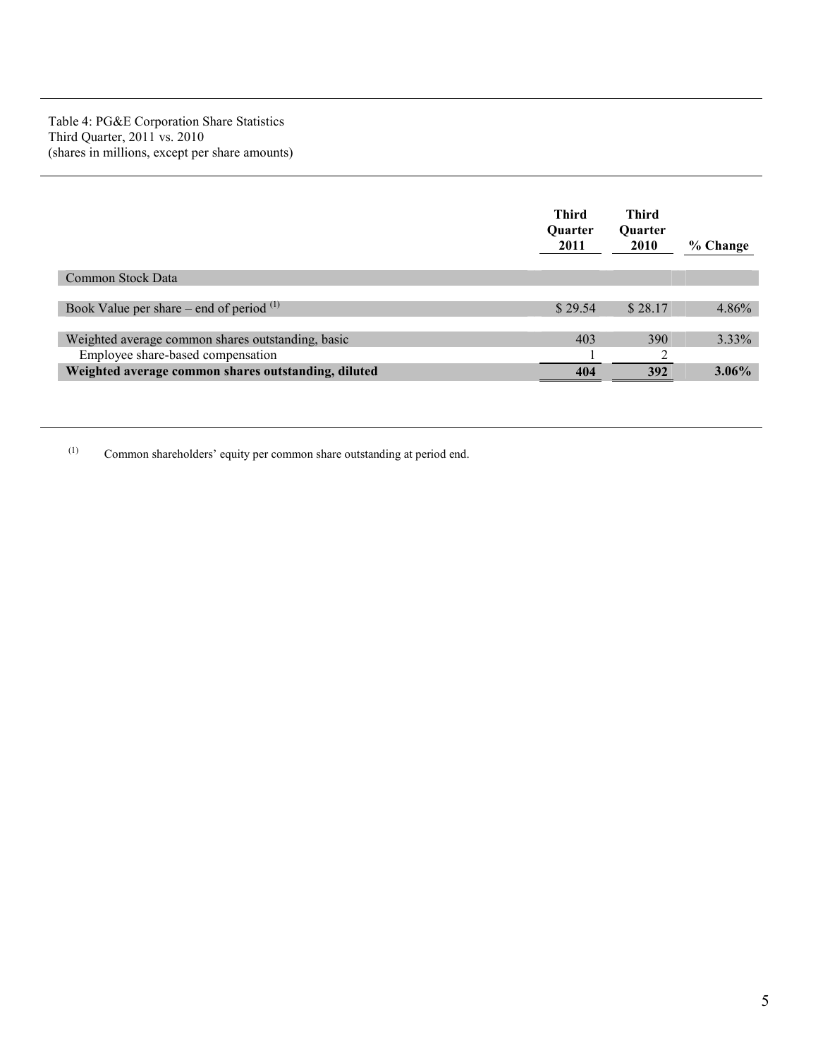Table 4: PG&E Corporation Share Statistics
Third Quarter, 2011 vs. 2010
(shares in millions, except per share amounts)

| | Third Quarter 2011 | Third Quarter 2010 | % Change |
|---|---|---|---|
| Common Stock Data | | | |
| Book Value per share – end of period [(1)] | $ 29.54 | $ 28.17 | 4.86% |
| Weighted average common shares outstanding, basic | 403 | 390 | 3.33% |
| Employee share-based compensation | 1 | 2 | |
| **Weighted average common shares outstanding, diluted** | **404** | **392** | **3.06%** |

(1) Common shareholders' equity per common share outstanding at period end.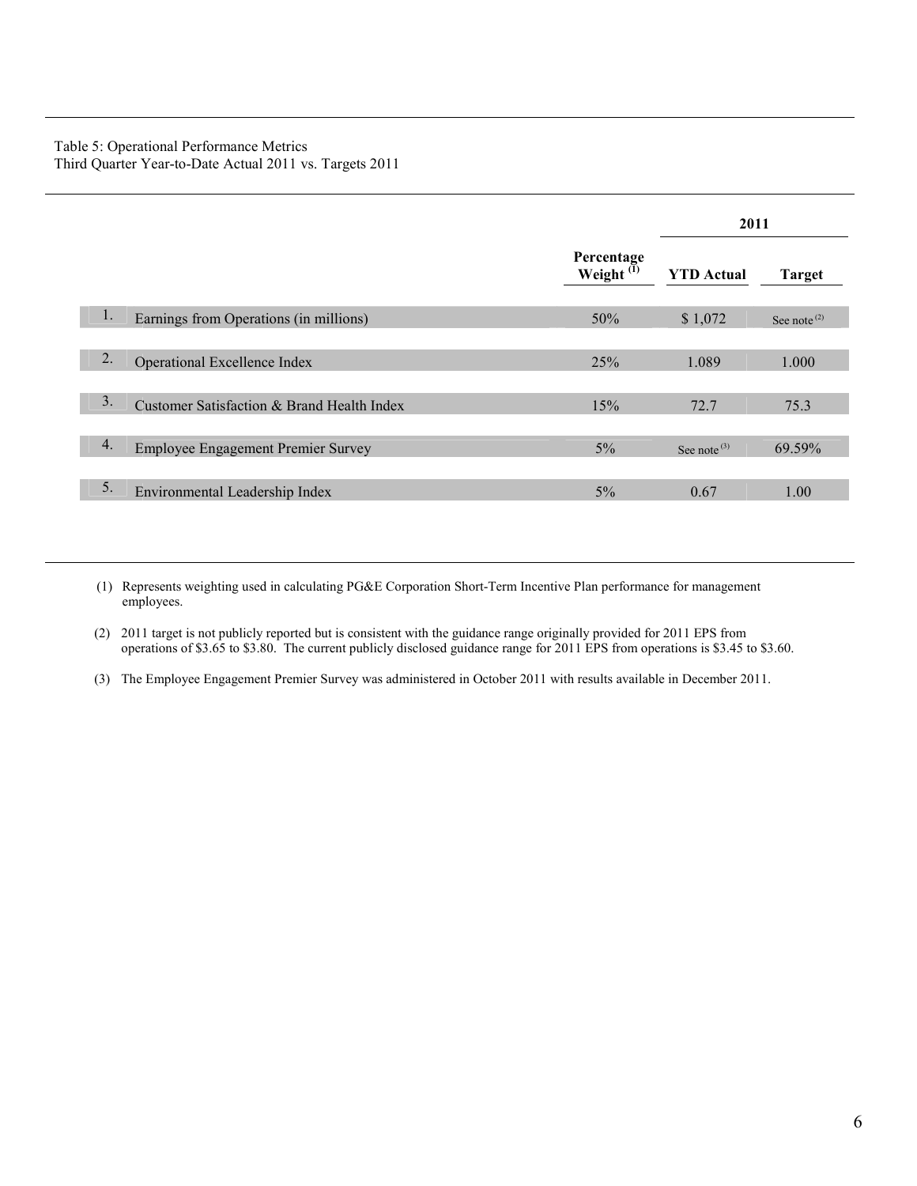Table 5: Operational Performance Metrics
Third Quarter Year-to-Date Actual 2011 vs. Targets 2011

| | | | 2011 | |
|---|---|---|---|---|
| | | Percentage Weight [1] | YTD Actual | Target |
| 1. | Earnings from Operations (in millions) | 50% | $ 1,072 | See note [2] |
| 2. | Operational Excellence Index | 25% | 1.089 | 1.000 |
| 3. | Customer Satisfaction & Brand Health Index | 15% | 72.7 | 75.3 |
| 4. | Employee Engagement Premier Survey | 5% | See note [3] | 69.59% |
| 5. | Environmental Leadership Index | 5% | 0.67 | 1.00 |

(1) Represents weighting used in calculating PG&E Corporation Short-Term Incentive Plan performance for management employees.

(2) 2011 target is not publicly reported but is consistent with the guidance range originally provided for 2011 EPS from operations of $3.65 to $3.80. The current publicly disclosed guidance range for 2011 EPS from operations is $3.45 to $3.60.

(3) The Employee Engagement Premier Survey was administered in October 2011 with results available in December 2011.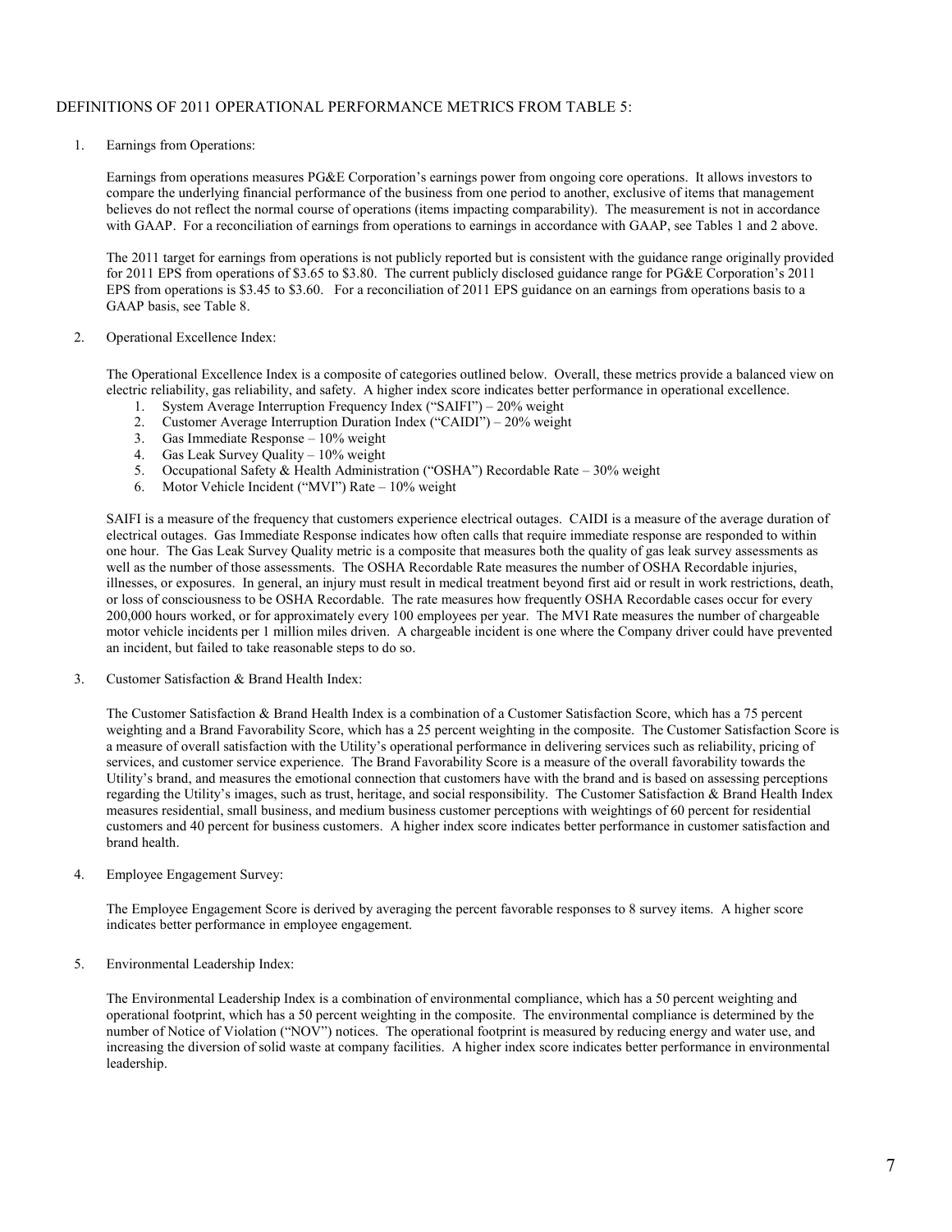## DEFINITIONS OF 2011 OPERATIONAL PERFORMANCE METRICS FROM TABLE 5:

1. Earnings from Operations:

   Earnings from operations measures PG&E Corporation's earnings power from ongoing core operations. It allows investors to compare the underlying financial performance of the business from one period to another, exclusive of items that management believes do not reflect the normal course of operations (items impacting comparability). The measurement is not in accordance with GAAP. For a reconciliation of earnings from operations to earnings in accordance with GAAP, see Tables 1 and 2 above.

   The 2011 target for earnings from operations is not publicly reported but is consistent with the guidance range originally provided for 2011 EPS from operations of $3.65 to $3.80. The current publicly disclosed guidance range for PG&E Corporation's 2011 EPS from operations is $3.45 to $3.60. For a reconciliation of 2011 EPS guidance on an earnings from operations basis to a GAAP basis, see Table 8.

2. Operational Excellence Index:

   The Operational Excellence Index is a composite of categories outlined below. Overall, these metrics provide a balanced view on electric reliability, gas reliability, and safety. A higher index score indicates better performance in operational excellence.

   1. System Average Interruption Frequency Index ("SAIFI") – 20% weight
   2. Customer Average Interruption Duration Index ("CAIDI") – 20% weight
   3. Gas Immediate Response – 10% weight
   4. Gas Leak Survey Quality – 10% weight
   5. Occupational Safety & Health Administration ("OSHA") Recordable Rate – 30% weight
   6. Motor Vehicle Incident ("MVI") Rate – 10% weight

   SAIFI is a measure of the frequency that customers experience electrical outages. CAIDI is a measure of the average duration of electrical outages. Gas Immediate Response indicates how often calls that require immediate response are responded to within one hour. The Gas Leak Survey Quality metric is a composite that measures both the quality of gas leak survey assessments as well as the number of those assessments. The OSHA Recordable Rate measures the number of OSHA Recordable injuries, illnesses, or exposures. In general, an injury must result in medical treatment beyond first aid or result in work restrictions, death, or loss of consciousness to be OSHA Recordable. The rate measures how frequently OSHA Recordable cases occur for every 200,000 hours worked, or for approximately every 100 employees per year. The MVI Rate measures the number of chargeable motor vehicle incidents per 1 million miles driven. A chargeable incident is one where the Company driver could have prevented an incident, but failed to take reasonable steps to do so.

3. Customer Satisfaction & Brand Health Index:

   The Customer Satisfaction & Brand Health Index is a combination of a Customer Satisfaction Score, which has a 75 percent weighting and a Brand Favorability Score, which has a 25 percent weighting in the composite. The Customer Satisfaction Score is a measure of overall satisfaction with the Utility's operational performance in delivering services such as reliability, pricing of services, and customer service experience. The Brand Favorability Score is a measure of the overall favorability towards the Utility's brand, and measures the emotional connection that customers have with the brand and is based on assessing perceptions regarding the Utility's images, such as trust, heritage, and social responsibility. The Customer Satisfaction & Brand Health Index measures residential, small business, and medium business customer perceptions with weightings of 60 percent for residential customers and 40 percent for business customers. A higher index score indicates better performance in customer satisfaction and brand health.

4. Employee Engagement Survey:

   The Employee Engagement Score is derived by averaging the percent favorable responses to 8 survey items. A higher score indicates better performance in employee engagement.

5. Environmental Leadership Index:

   The Environmental Leadership Index is a combination of environmental compliance, which has a 50 percent weighting and operational footprint, which has a 50 percent weighting in the composite. The environmental compliance is determined by the number of Notice of Violation ("NOV") notices. The operational footprint is measured by reducing energy and water use, and increasing the diversion of solid waste at company facilities. A higher index score indicates better performance in environmental leadership.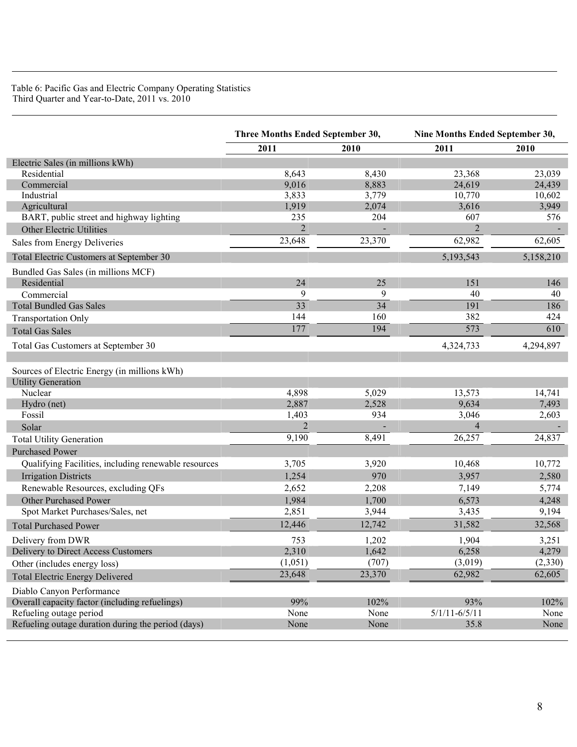Table 6: Pacific Gas and Electric Company Operating Statistics
Third Quarter and Year-to-Date, 2011 vs. 2010

| | Three Months Ended September 30, | | Nine Months Ended September 30, | |
|---|---|---|---|---|
| | 2011 | 2010 | 2011 | 2010 |
| Electric Sales (in millions kWh) | | | | |
| Residential | 8,643 | 8,430 | 23,368 | 23,039 |
| Commercial | 9,016 | 8,883 | 24,619 | 24,439 |
| Industrial | 3,833 | 3,779 | 10,770 | 10,602 |
| Agricultural | 1,919 | 2,074 | 3,616 | 3,949 |
| BART, public street and highway lighting | 235 | 204 | 607 | 576 |
| Other Electric Utilities | 2 | - | 2 | - |
| Sales from Energy Deliveries | 23,648 | 23,370 | 62,982 | 62,605 |
| Total Electric Customers at September 30 | | | 5,193,543 | 5,158,210 |
| Bundled Gas Sales (in millions MCF) | | | | |
| Residential | 24 | 25 | 151 | 146 |
| Commercial | 9 | 9 | 40 | 40 |
| Total Bundled Gas Sales | 33 | 34 | 191 | 186 |
| Transportation Only | 144 | 160 | 382 | 424 |
| Total Gas Sales | 177 | 194 | 573 | 610 |
| Total Gas Customers at September 30 | | | 4,324,733 | 4,294,897 |
| | | | | |
| Sources of Electric Energy (in millions kWh) | | | | |
| Utility Generation | | | | |
| Nuclear | 4,898 | 5,029 | 13,573 | 14,741 |
| Hydro (net) | 2,887 | 2,528 | 9,634 | 7,493 |
| Fossil | 1,403 | 934 | 3,046 | 2,603 |
| Solar | 2 | - | 4 | - |
| Total Utility Generation | 9,190 | 8,491 | 26,257 | 24,837 |
| Purchased Power | | | | |
| Qualifying Facilities, including renewable resources | 3,705 | 3,920 | 10,468 | 10,772 |
| Irrigation Districts | 1,254 | 970 | 3,957 | 2,580 |
| Renewable Resources, excluding QFs | 2,652 | 2,208 | 7,149 | 5,774 |
| Other Purchased Power | 1,984 | 1,700 | 6,573 | 4,248 |
| Spot Market Purchases/Sales, net | 2,851 | 3,944 | 3,435 | 9,194 |
| Total Purchased Power | 12,446 | 12,742 | 31,582 | 32,568 |
| Delivery from DWR | 753 | 1,202 | 1,904 | 3,251 |
| Delivery to Direct Access Customers | 2,310 | 1,642 | 6,258 | 4,279 |
| Other (includes energy loss) | (1,051) | (707) | (3,019) | (2,330) |
| Total Electric Energy Delivered | 23,648 | 23,370 | 62,982 | 62,605 |
| Diablo Canyon Performance | | | | |
| Overall capacity factor (including refuelings) | 99% | 102% | 93% | 102% |
| Refueling outage period | None | None | 5/1/11-6/5/11 | None |
| Refueling outage duration during the period (days) | None | None | 35.8 | None |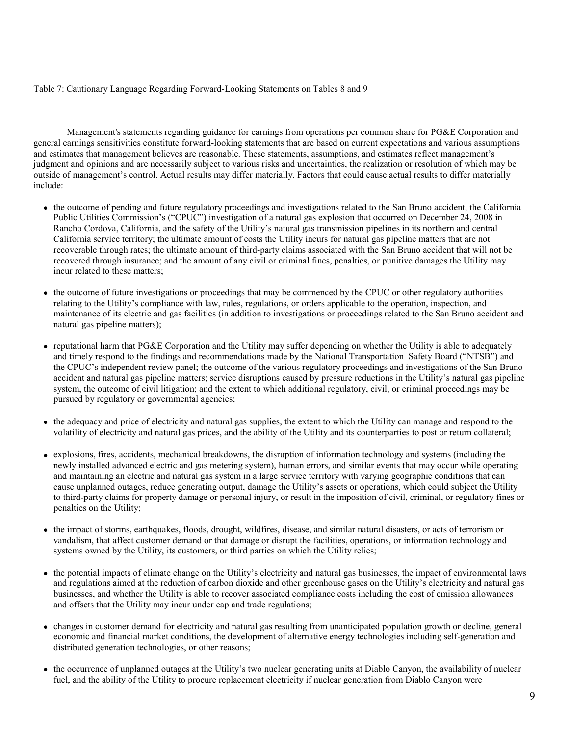Table 7: Cautionary Language Regarding Forward-Looking Statements on Tables 8 and 9

Management's statements regarding guidance for earnings from operations per common share for PG&E Corporation and general earnings sensitivities constitute forward-looking statements that are based on current expectations and various assumptions and estimates that management believes are reasonable. These statements, assumptions, and estimates reflect management's judgment and opinions and are necessarily subject to various risks and uncertainties, the realization or resolution of which may be outside of management's control. Actual results may differ materially. Factors that could cause actual results to differ materially include:

- the outcome of pending and future regulatory proceedings and investigations related to the San Bruno accident, the California Public Utilities Commission's ("CPUC") investigation of a natural gas explosion that occurred on December 24, 2008 in Rancho Cordova, California, and the safety of the Utility's natural gas transmission pipelines in its northern and central California service territory; the ultimate amount of costs the Utility incurs for natural gas pipeline matters that are not recoverable through rates; the ultimate amount of third-party claims associated with the San Bruno accident that will not be recovered through insurance; and the amount of any civil or criminal fines, penalties, or punitive damages the Utility may incur related to these matters;

- the outcome of future investigations or proceedings that may be commenced by the CPUC or other regulatory authorities relating to the Utility's compliance with law, rules, regulations, or orders applicable to the operation, inspection, and maintenance of its electric and gas facilities (in addition to investigations or proceedings related to the San Bruno accident and natural gas pipeline matters);

- reputational harm that PG&E Corporation and the Utility may suffer depending on whether the Utility is able to adequately and timely respond to the findings and recommendations made by the National Transportation Safety Board ("NTSB") and the CPUC's independent review panel; the outcome of the various regulatory proceedings and investigations of the San Bruno accident and natural gas pipeline matters; service disruptions caused by pressure reductions in the Utility's natural gas pipeline system, the outcome of civil litigation; and the extent to which additional regulatory, civil, or criminal proceedings may be pursued by regulatory or governmental agencies;

- the adequacy and price of electricity and natural gas supplies, the extent to which the Utility can manage and respond to the volatility of electricity and natural gas prices, and the ability of the Utility and its counterparties to post or return collateral;

- explosions, fires, accidents, mechanical breakdowns, the disruption of information technology and systems (including the newly installed advanced electric and gas metering system), human errors, and similar events that may occur while operating and maintaining an electric and natural gas system in a large service territory with varying geographic conditions that can cause unplanned outages, reduce generating output, damage the Utility's assets or operations, which could subject the Utility to third-party claims for property damage or personal injury, or result in the imposition of civil, criminal, or regulatory fines or penalties on the Utility;

- the impact of storms, earthquakes, floods, drought, wildfires, disease, and similar natural disasters, or acts of terrorism or vandalism, that affect customer demand or that damage or disrupt the facilities, operations, or information technology and systems owned by the Utility, its customers, or third parties on which the Utility relies;

- the potential impacts of climate change on the Utility's electricity and natural gas businesses, the impact of environmental laws and regulations aimed at the reduction of carbon dioxide and other greenhouse gases on the Utility's electricity and natural gas businesses, and whether the Utility is able to recover associated compliance costs including the cost of emission allowances and offsets that the Utility may incur under cap and trade regulations;

- changes in customer demand for electricity and natural gas resulting from unanticipated population growth or decline, general economic and financial market conditions, the development of alternative energy technologies including self-generation and distributed generation technologies, or other reasons;

- the occurrence of unplanned outages at the Utility's two nuclear generating units at Diablo Canyon, the availability of nuclear fuel, and the ability of the Utility to procure replacement electricity if nuclear generation from Diablo Canyon were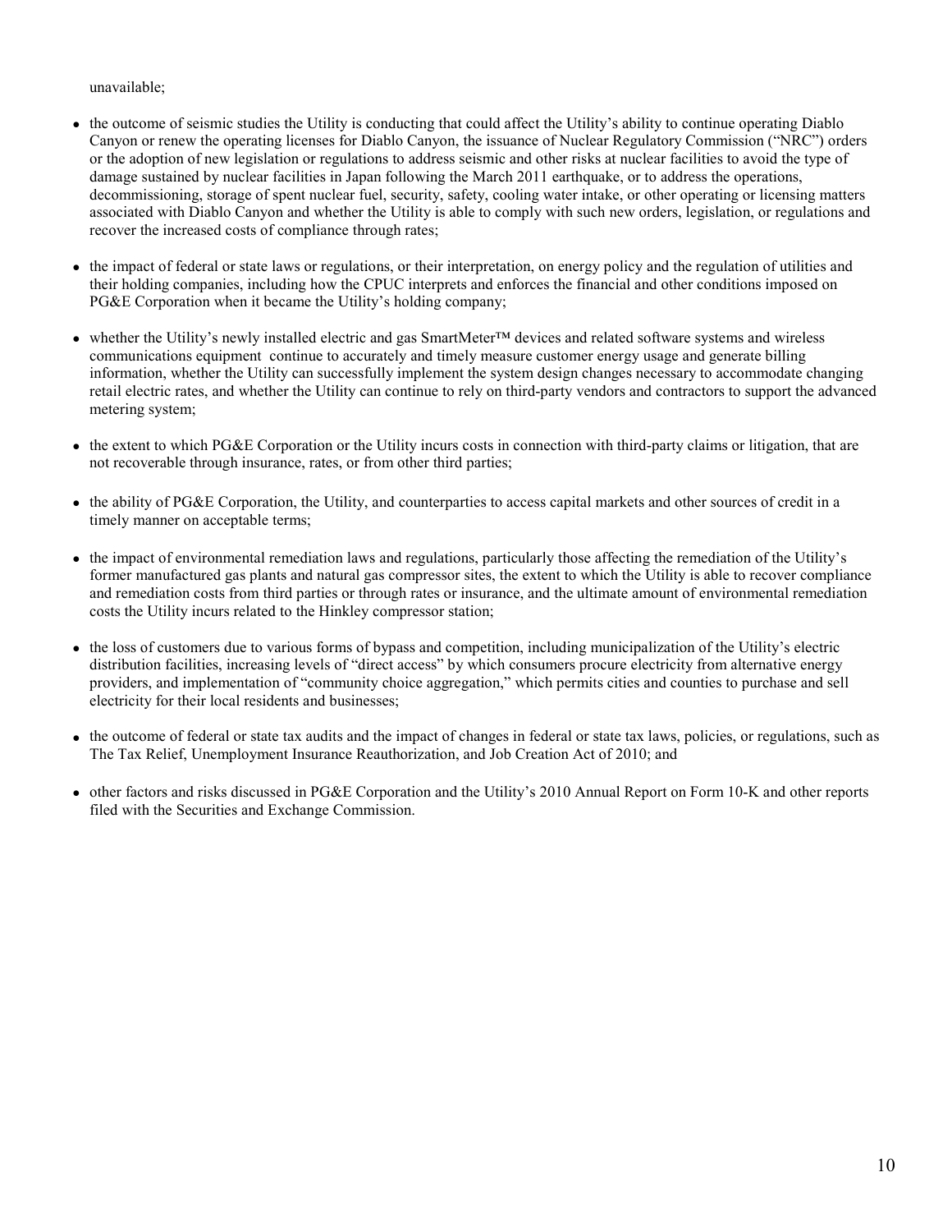unavailable;

- the outcome of seismic studies the Utility is conducting that could affect the Utility's ability to continue operating Diablo Canyon or renew the operating licenses for Diablo Canyon, the issuance of Nuclear Regulatory Commission ("NRC") orders or the adoption of new legislation or regulations to address seismic and other risks at nuclear facilities to avoid the type of damage sustained by nuclear facilities in Japan following the March 2011 earthquake, or to address the operations, decommissioning, storage of spent nuclear fuel, security, safety, cooling water intake, or other operating or licensing matters associated with Diablo Canyon and whether the Utility is able to comply with such new orders, legislation, or regulations and recover the increased costs of compliance through rates;

- the impact of federal or state laws or regulations, or their interpretation, on energy policy and the regulation of utilities and their holding companies, including how the CPUC interprets and enforces the financial and other conditions imposed on PG&E Corporation when it became the Utility's holding company;

- whether the Utility's newly installed electric and gas SmartMeter™ devices and related software systems and wireless communications equipment continue to accurately and timely measure customer energy usage and generate billing information, whether the Utility can successfully implement the system design changes necessary to accommodate changing retail electric rates, and whether the Utility can continue to rely on third-party vendors and contractors to support the advanced metering system;

- the extent to which PG&E Corporation or the Utility incurs costs in connection with third-party claims or litigation, that are not recoverable through insurance, rates, or from other third parties;

- the ability of PG&E Corporation, the Utility, and counterparties to access capital markets and other sources of credit in a timely manner on acceptable terms;

- the impact of environmental remediation laws and regulations, particularly those affecting the remediation of the Utility's former manufactured gas plants and natural gas compressor sites, the extent to which the Utility is able to recover compliance and remediation costs from third parties or through rates or insurance, and the ultimate amount of environmental remediation costs the Utility incurs related to the Hinkley compressor station;

- the loss of customers due to various forms of bypass and competition, including municipalization of the Utility's electric distribution facilities, increasing levels of "direct access" by which consumers procure electricity from alternative energy providers, and implementation of "community choice aggregation," which permits cities and counties to purchase and sell electricity for their local residents and businesses;

- the outcome of federal or state tax audits and the impact of changes in federal or state tax laws, policies, or regulations, such as The Tax Relief, Unemployment Insurance Reauthorization, and Job Creation Act of 2010; and

- other factors and risks discussed in PG&E Corporation and the Utility's 2010 Annual Report on Form 10-K and other reports filed with the Securities and Exchange Commission.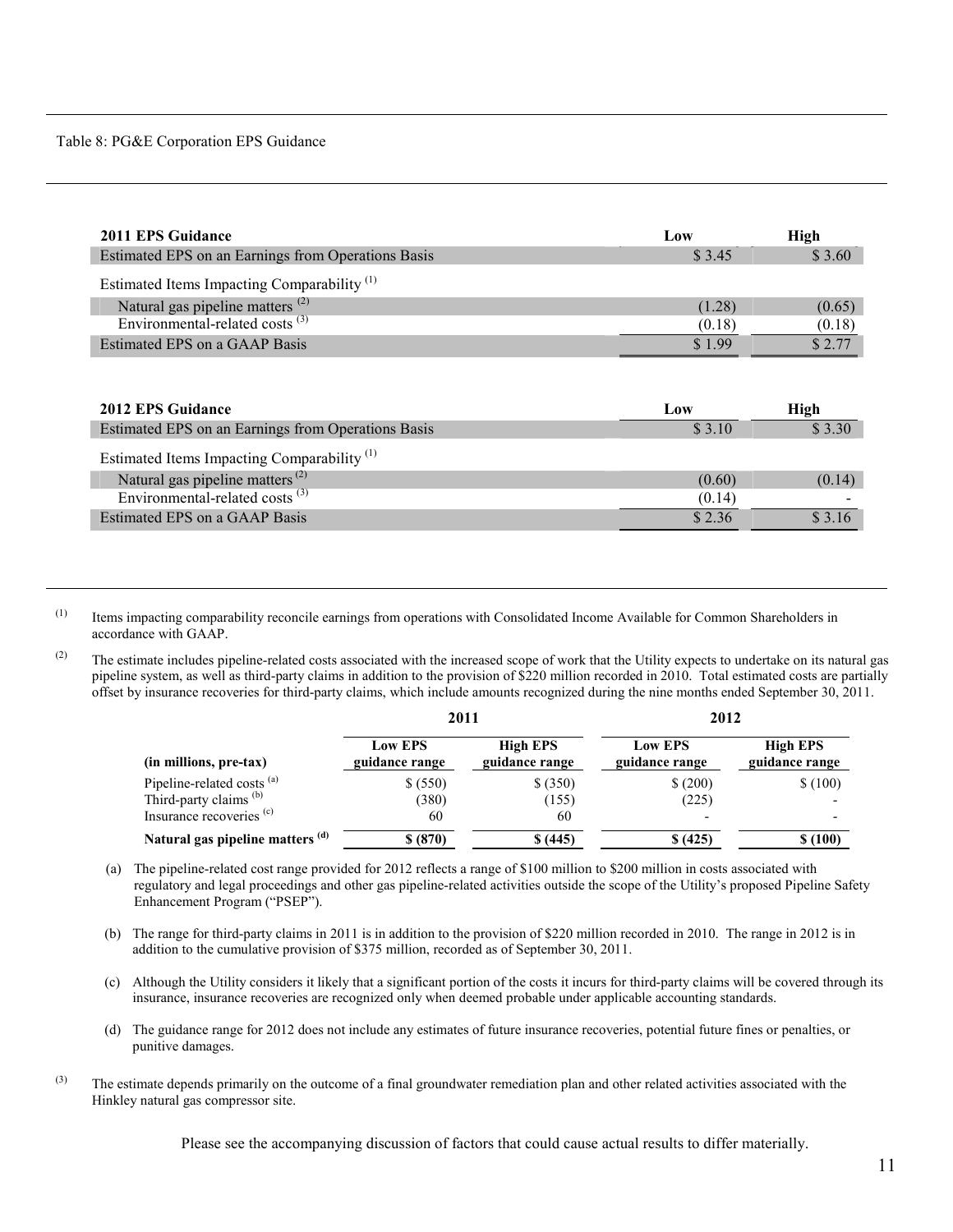Table 8: PG&E Corporation EPS Guidance

| 2011 EPS Guidance | Low | High |
|---|---|---|
| Estimated EPS on an Earnings from Operations Basis | $ 3.45 | $ 3.60 |
| Estimated Items Impacting Comparability [(1)] | | |
| Natural gas pipeline matters [(2)] | (1.28) | (0.65) |
| Environmental-related costs [(3)] | (0.18) | (0.18) |
| Estimated EPS on a GAAP Basis | $ 1.99 | $ 2.77 |

| 2012 EPS Guidance | Low | High |
|---|---|---|
| Estimated EPS on an Earnings from Operations Basis | $ 3.10 | $ 3.30 |
| Estimated Items Impacting Comparability [(1)] | | |
| Natural gas pipeline matters [(2)] | (0.60) | (0.14) |
| Environmental-related costs [(3)] | (0.14) | - |
| Estimated EPS on a GAAP Basis | $ 2.36 | $ 3.16 |

(1) Items impacting comparability reconcile earnings from operations with Consolidated Income Available for Common Shareholders in accordance with GAAP.

(2) The estimate includes pipeline-related costs associated with the increased scope of work that the Utility expects to undertake on its natural gas pipeline system, as well as third-party claims in addition to the provision of $220 million recorded in 2010. Total estimated costs are partially offset by insurance recoveries for third-party claims, which include amounts recognized during the nine months ended September 30, 2011.

| | 2011 | | 2012 | |
|---|---|---|---|---|
| (in millions, pre-tax) | Low EPS guidance range | High EPS guidance range | Low EPS guidance range | High EPS guidance range |
| Pipeline-related costs [(a)] | $ (550) | $ (350) | $ (200) | $ (100) |
| Third-party claims [(b)] | (380) | (155) | (225) | - |
| Insurance recoveries [(c)] | 60 | 60 | - | - |
| **Natural gas pipeline matters [(d)]** | **$ (870)** | **$ (445)** | **$ (425)** | **$ (100)** |

(a) The pipeline-related cost range provided for 2012 reflects a range of $100 million to $200 million in costs associated with regulatory and legal proceedings and other gas pipeline-related activities outside the scope of the Utility's proposed Pipeline Safety Enhancement Program ("PSEP").

(b) The range for third-party claims in 2011 is in addition to the provision of $220 million recorded in 2010. The range in 2012 is in addition to the cumulative provision of $375 million, recorded as of September 30, 2011.

(c) Although the Utility considers it likely that a significant portion of the costs it incurs for third-party claims will be covered through its insurance, insurance recoveries are recognized only when deemed probable under applicable accounting standards.

(d) The guidance range for 2012 does not include any estimates of future insurance recoveries, potential future fines or penalties, or punitive damages.

(3) The estimate depends primarily on the outcome of a final groundwater remediation plan and other related activities associated with the Hinkley natural gas compressor site.

Please see the accompanying discussion of factors that could cause actual results to differ materially.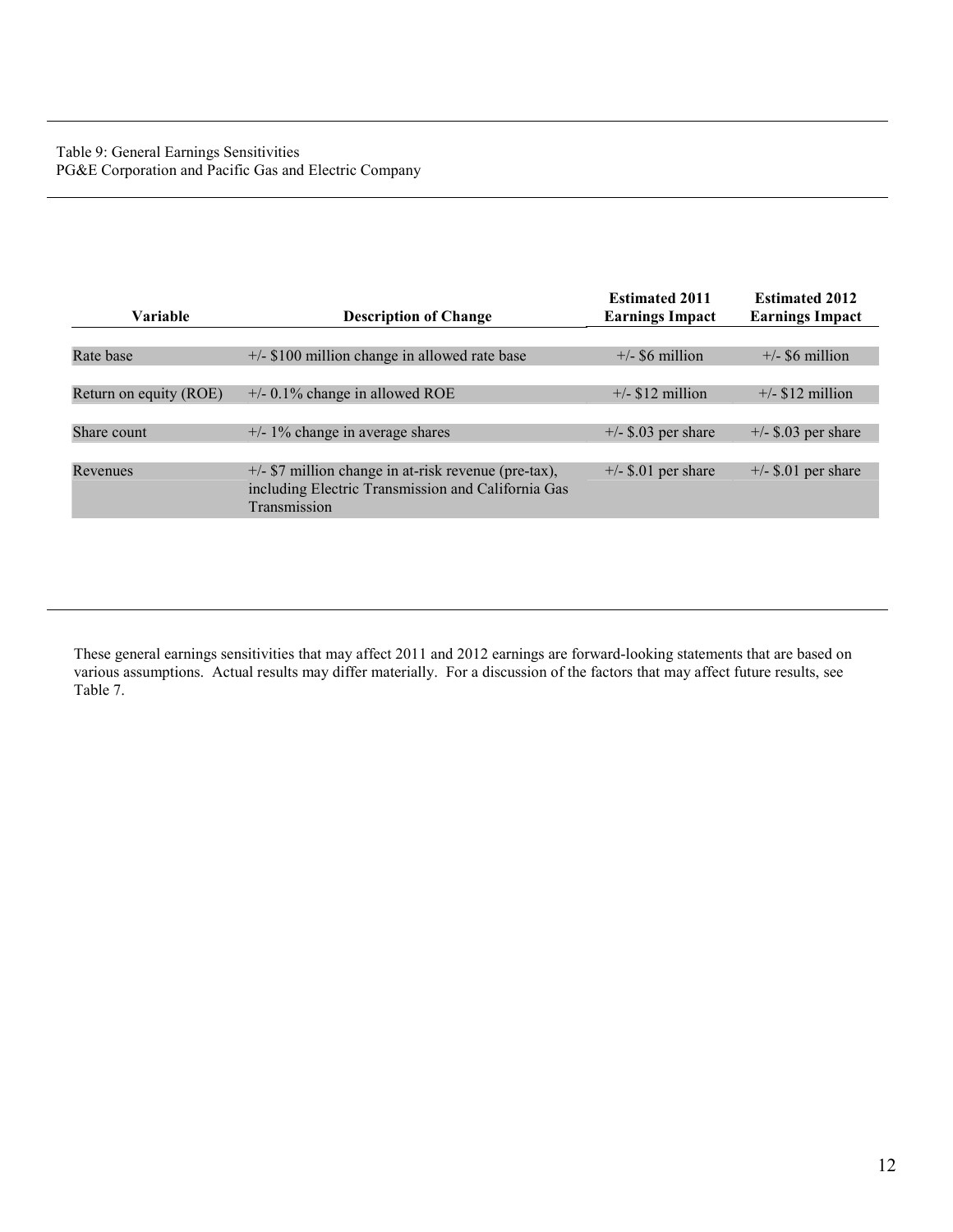Table 9: General Earnings Sensitivities
PG&E Corporation and Pacific Gas and Electric Company

| Variable | Description of Change | Estimated 2011 Earnings Impact | Estimated 2012 Earnings Impact |
|---|---|---|---|
| Rate base | +/- $100 million change in allowed rate base | +/- $6 million | +/- $6 million |
| Return on equity (ROE) | +/- 0.1% change in allowed ROE | +/- $12 million | +/- $12 million |
| Share count | +/- 1% change in average shares | +/- $.03 per share | +/- $.03 per share |
| Revenues | +/- $7 million change in at-risk revenue (pre-tax), including Electric Transmission and California Gas Transmission | +/- $.01 per share | +/- $.01 per share |

These general earnings sensitivities that may affect 2011 and 2012 earnings are forward-looking statements that are based on various assumptions. Actual results may differ materially. For a discussion of the factors that may affect future results, see Table 7.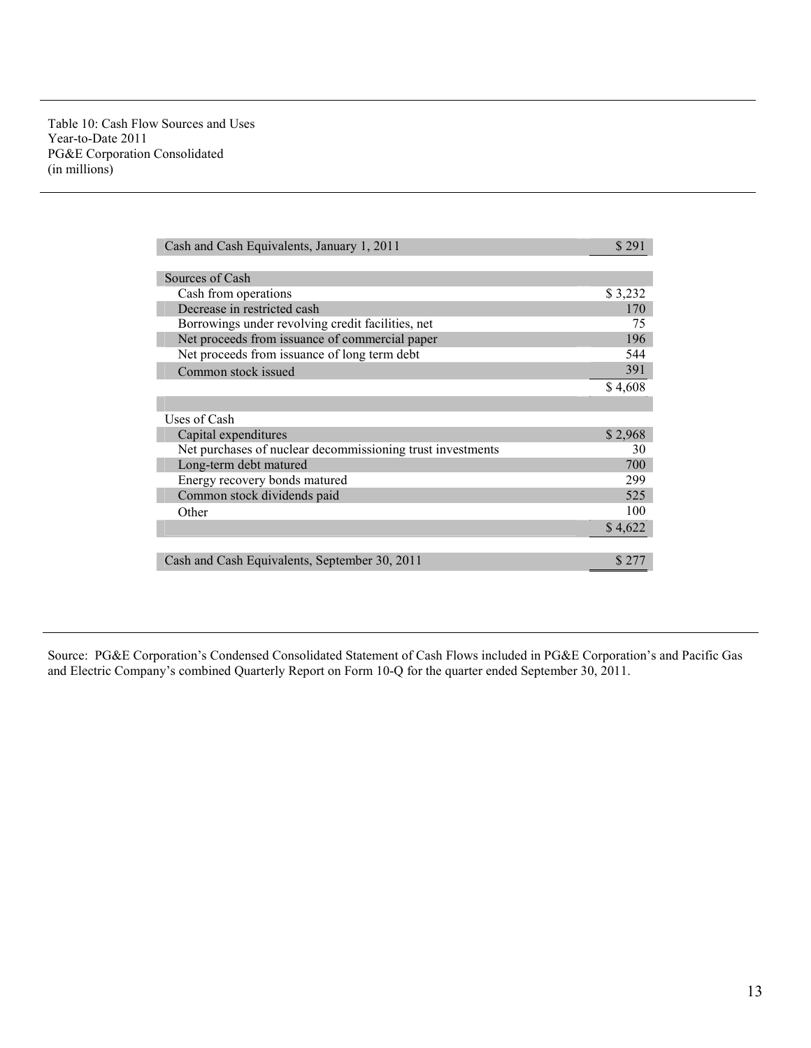Table 10: Cash Flow Sources and Uses
Year-to-Date 2011
PG&E Corporation Consolidated
(in millions)

| | |
|---|---|
| Cash and Cash Equivalents, January 1, 2011 | $ 291 |
| | |
| Sources of Cash | |
| Cash from operations | $ 3,232 |
| Decrease in restricted cash | 170 |
| Borrowings under revolving credit facilities, net | 75 |
| Net proceeds from issuance of commercial paper | 196 |
| Net proceeds from issuance of long term debt | 544 |
| Common stock issued | 391 |
| | $ 4,608 |
| | |
| Uses of Cash | |
| Capital expenditures | $ 2,968 |
| Net purchases of nuclear decommissioning trust investments | 30 |
| Long-term debt matured | 700 |
| Energy recovery bonds matured | 299 |
| Common stock dividends paid | 525 |
| Other | 100 |
| | $ 4,622 |
| | |
| Cash and Cash Equivalents, September 30, 2011 | $ 277 |

Source: PG&E Corporation's Condensed Consolidated Statement of Cash Flows included in PG&E Corporation's and Pacific Gas and Electric Company's combined Quarterly Report on Form 10-Q for the quarter ended September 30, 2011.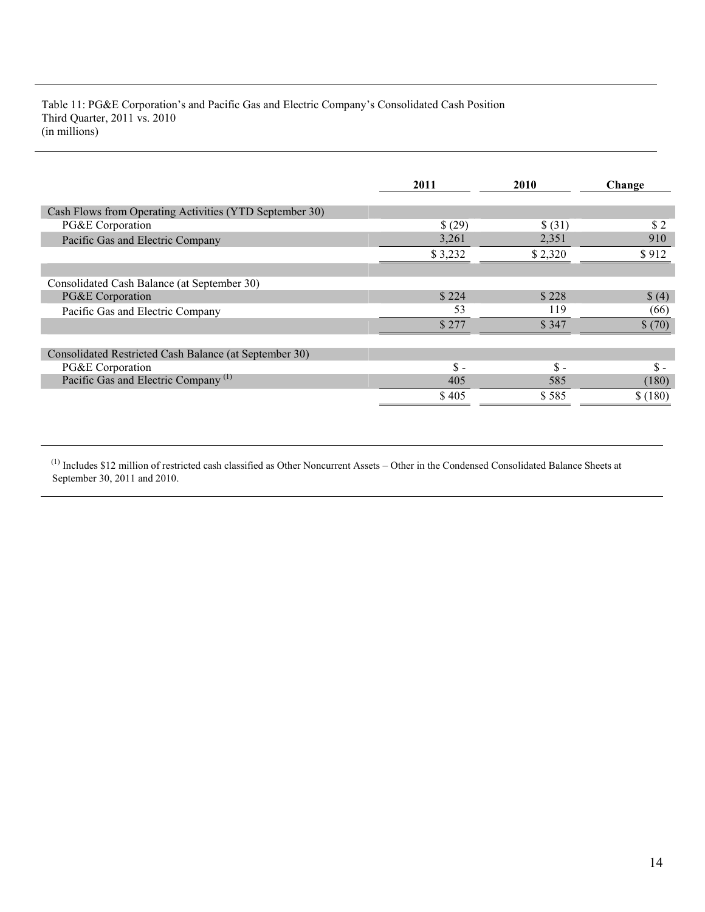Table 11: PG&E Corporation's and Pacific Gas and Electric Company's Consolidated Cash Position
Third Quarter, 2011 vs. 2010
(in millions)

| | 2011 | 2010 | Change |
|---|---|---|---|
| Cash Flows from Operating Activities (YTD September 30) | | | |
| PG&E Corporation | $ (29) | $ (31) | $ 2 |
| Pacific Gas and Electric Company | 3,261 | 2,351 | 910 |
| | $ 3,232 | $ 2,320 | $ 912 |
| | | | |
| Consolidated Cash Balance (at September 30) | | | |
| PG&E Corporation | $ 224 | $ 228 | $ (4) |
| Pacific Gas and Electric Company | 53 | 119 | (66) |
| | $ 277 | $ 347 | $ (70) |
| | | | |
| Consolidated Restricted Cash Balance (at September 30) | | | |
| PG&E Corporation | $ - | $ - | $ - |
| Pacific Gas and Electric Company (1) | 405 | 585 | (180) |
| | $ 405 | $ 585 | $ (180) |

(1) Includes $12 million of restricted cash classified as Other Noncurrent Assets – Other in the Condensed Consolidated Balance Sheets at September 30, 2011 and 2010.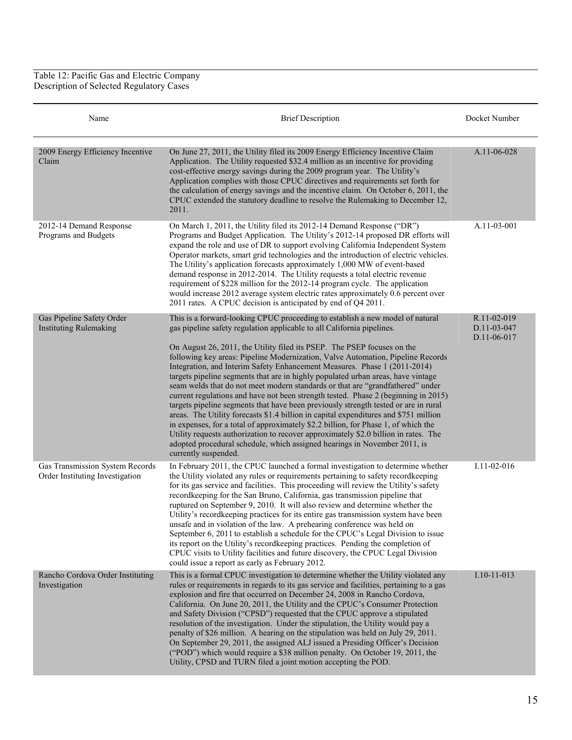Table 12: Pacific Gas and Electric Company
Description of Selected Regulatory Cases

| Name | Brief Description | Docket Number |
|---|---|---|
| 2009 Energy Efficiency Incentive Claim | On June 27, 2011, the Utility filed its 2009 Energy Efficiency Incentive Claim Application. The Utility requested $32.4 million as an incentive for providing cost-effective energy savings during the 2009 program year. The Utility's Application complies with those CPUC directives and requirements set forth for the calculation of energy savings and the incentive claim. On October 6, 2011, the CPUC extended the statutory deadline to resolve the Rulemaking to December 12, 2011. | A.11-06-028 |
| 2012-14 Demand Response Programs and Budgets | On March 1, 2011, the Utility filed its 2012-14 Demand Response ("DR") Programs and Budget Application. The Utility's 2012-14 proposed DR efforts will expand the role and use of DR to support evolving California Independent System Operator markets, smart grid technologies and the introduction of electric vehicles. The Utility's application forecasts approximately 1,000 MW of event-based demand response in 2012-2014. The Utility requests a total electric revenue requirement of $228 million for the 2012-14 program cycle. The application would increase 2012 average system electric rates approximately 0.6 percent over 2011 rates. A CPUC decision is anticipated by end of Q4 2011. | A.11-03-001 |
| Gas Pipeline Safety Order Instituting Rulemaking | This is a forward-looking CPUC proceeding to establish a new model of natural gas pipeline safety regulation applicable to all California pipelines.<br><br>On August 26, 2011, the Utility filed its PSEP. The PSEP focuses on the following key areas: Pipeline Modernization, Valve Automation, Pipeline Records Integration, and Interim Safety Enhancement Measures. Phase 1 (2011-2014) targets pipeline segments that are in highly populated urban areas, have vintage seam welds that do not meet modern standards or that are "grandfathered" under current regulations and have not been strength tested. Phase 2 (beginning in 2015) targets pipeline segments that have been previously strength tested or are in rural areas. The Utility forecasts $1.4 billion in capital expenditures and $751 million in expenses, for a total of approximately $2.2 billion, for Phase 1, of which the Utility requests authorization to recover approximately $2.0 billion in rates. The adopted procedural schedule, which assigned hearings in November 2011, is currently suspended. | R.11-02-019<br>D.11-03-047<br>D.11-06-017 |
| Gas Transmission System Records Order Instituting Investigation | In February 2011, the CPUC launched a formal investigation to determine whether the Utility violated any rules or requirements pertaining to safety recordkeeping for its gas service and facilities. This proceeding will review the Utility's safety recordkeeping for the San Bruno, California, gas transmission pipeline that ruptured on September 9, 2010. It will also review and determine whether the Utility's recordkeeping practices for its entire gas transmission system have been unsafe and in violation of the law. A prehearing conference was held on September 6, 2011 to establish a schedule for the CPUC's Legal Division to issue its report on the Utility's recordkeeping practices. Pending the completion of CPUC visits to Utility facilities and future discovery, the CPUC Legal Division could issue a report as early as February 2012. | I.11-02-016 |
| Rancho Cordova Order Instituting Investigation | This is a formal CPUC investigation to determine whether the Utility violated any rules or requirements in regards to its gas service and facilities, pertaining to a gas explosion and fire that occurred on December 24, 2008 in Rancho Cordova, California. On June 20, 2011, the Utility and the CPUC's Consumer Protection and Safety Division ("CPSD") requested that the CPUC approve a stipulated resolution of the investigation. Under the stipulation, the Utility would pay a penalty of $26 million. A hearing on the stipulation was held on July 29, 2011. On September 29, 2011, the assigned ALJ issued a Presiding Officer's Decision ("POD") which would require a $38 million penalty. On October 19, 2011, the Utility, CPSD and TURN filed a joint motion accepting the POD. | I.10-11-013 |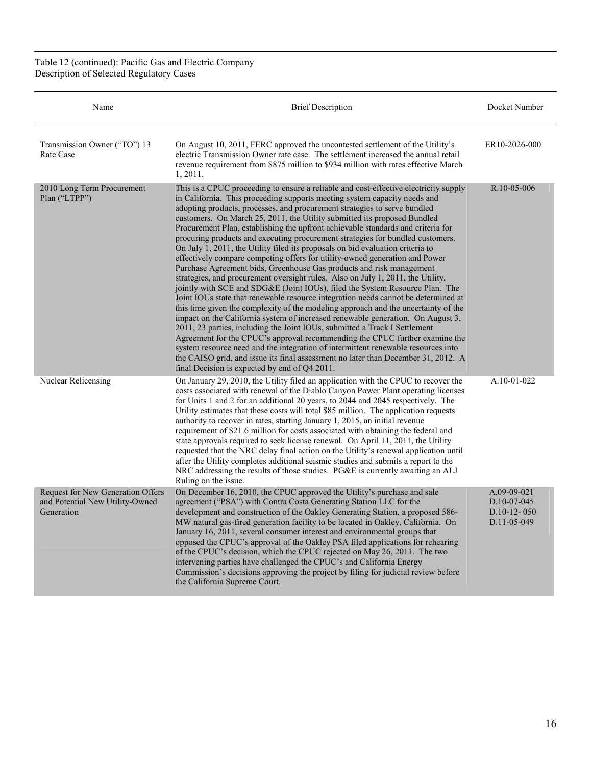Table 12 (continued): Pacific Gas and Electric Company
Description of Selected Regulatory Cases

| Name | Brief Description | Docket Number |
|---|---|---|
| Transmission Owner ("TO") 13 Rate Case | On August 10, 2011, FERC approved the uncontested settlement of the Utility's electric Transmission Owner rate case. The settlement increased the annual retail revenue requirement from $875 million to $934 million with rates effective March 1, 2011. | ER10-2026-000 |
| 2010 Long Term Procurement Plan ("LTPP") | This is a CPUC proceeding to ensure a reliable and cost-effective electricity supply in California. This proceeding supports meeting system capacity needs and adopting products, processes, and procurement strategies to serve bundled customers. On March 25, 2011, the Utility submitted its proposed Bundled Procurement Plan, establishing the upfront achievable standards and criteria for procuring products and executing procurement strategies for bundled customers. On July 1, 2011, the Utility filed its proposals on bid evaluation criteria to effectively compare competing offers for utility-owned generation and Power Purchase Agreement bids, Greenhouse Gas products and risk management strategies, and procurement oversight rules. Also on July 1, 2011, the Utility, jointly with SCE and SDG&E (Joint IOUs), filed the System Resource Plan. The Joint IOUs state that renewable resource integration needs cannot be determined at this time given the complexity of the modeling approach and the uncertainty of the impact on the California system of increased renewable generation. On August 3, 2011, 23 parties, including the Joint IOUs, submitted a Track I Settlement Agreement for the CPUC's approval recommending the CPUC further examine the system resource need and the integration of intermittent renewable resources into the CAISO grid, and issue its final assessment no later than December 31, 2012. A final Decision is expected by end of Q4 2011. | R.10-05-006 |
| Nuclear Relicensing | On January 29, 2010, the Utility filed an application with the CPUC to recover the costs associated with renewal of the Diablo Canyon Power Plant operating licenses for Units 1 and 2 for an additional 20 years, to 2044 and 2045 respectively. The Utility estimates that these costs will total $85 million. The application requests authority to recover in rates, starting January 1, 2015, an initial revenue requirement of $21.6 million for costs associated with obtaining the federal and state approvals required to seek license renewal. On April 11, 2011, the Utility requested that the NRC delay final action on the Utility's renewal application until after the Utility completes additional seismic studies and submits a report to the NRC addressing the results of those studies. PG&E is currently awaiting an ALJ Ruling on the issue. | A.10-01-022 |
| Request for New Generation Offers and Potential New Utility-Owned Generation | On December 16, 2010, the CPUC approved the Utility's purchase and sale agreement ("PSA") with Contra Costa Generating Station LLC for the development and construction of the Oakley Generating Station, a proposed 586-MW natural gas-fired generation facility to be located in Oakley, California. On January 16, 2011, several consumer interest and environmental groups that opposed the CPUC's approval of the Oakley PSA filed applications for rehearing of the CPUC's decision, which the CPUC rejected on May 26, 2011. The two intervening parties have challenged the CPUC's and California Energy Commission's decisions approving the project by filing for judicial review before the California Supreme Court. | A.09-09-021<br>D.10-07-045<br>D.10-12- 050<br>D.11-05-049 |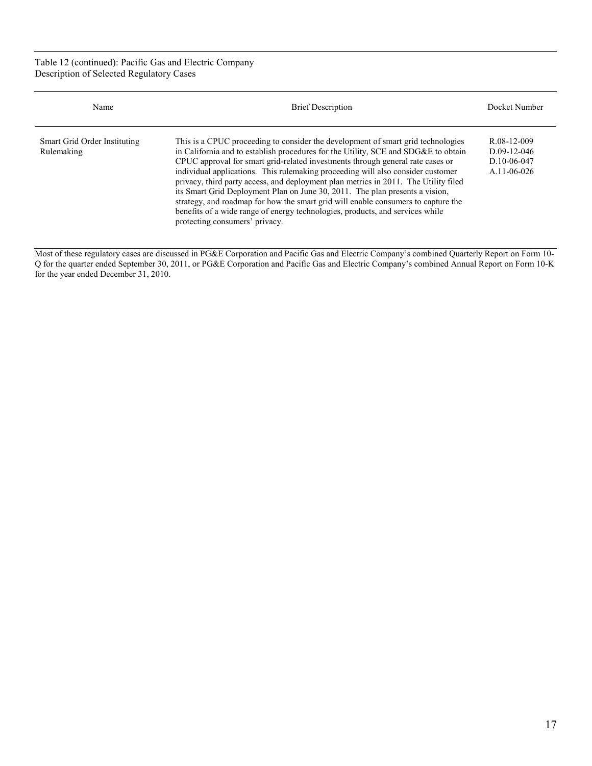Table 12 (continued): Pacific Gas and Electric Company
Description of Selected Regulatory Cases

| Name | Brief Description | Docket Number |
|---|---|---|
| Smart Grid Order Instituting Rulemaking | This is a CPUC proceeding to consider the development of smart grid technologies in California and to establish procedures for the Utility, SCE and SDG&E to obtain CPUC approval for smart grid-related investments through general rate cases or individual applications. This rulemaking proceeding will also consider customer privacy, third party access, and deployment plan metrics in 2011. The Utility filed its Smart Grid Deployment Plan on June 30, 2011. The plan presents a vision, strategy, and roadmap for how the smart grid will enable consumers to capture the benefits of a wide range of energy technologies, products, and services while protecting consumers' privacy. | R.08-12-009<br>D.09-12-046<br>D.10-06-047<br>A.11-06-026 |

Most of these regulatory cases are discussed in PG&E Corporation and Pacific Gas and Electric Company's combined Quarterly Report on Form 10-Q for the quarter ended September 30, 2011, or PG&E Corporation and Pacific Gas and Electric Company's combined Annual Report on Form 10-K for the year ended December 31, 2010.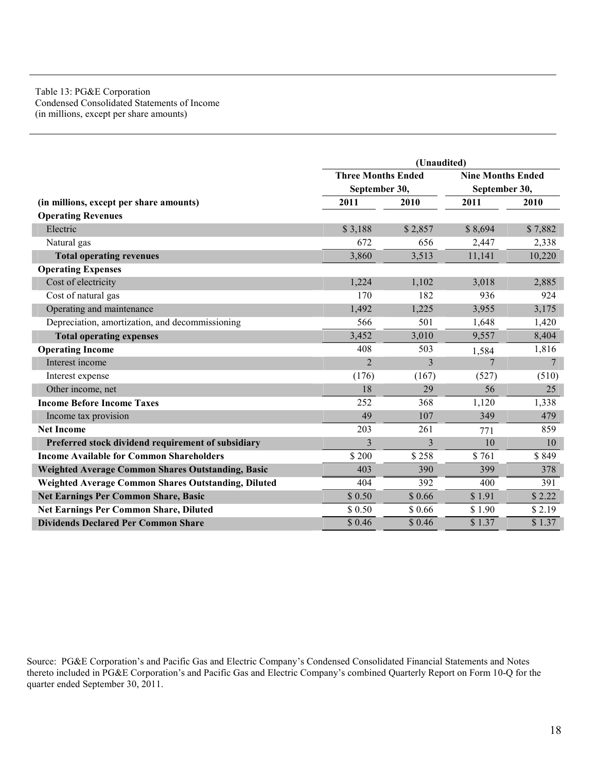Table 13: PG&E Corporation
Condensed Consolidated Statements of Income
(in millions, except per share amounts)

| | (Unaudited) | | | |
|---|---|---|---|---|
| | Three Months Ended September 30, | | Nine Months Ended September 30, | |
| **(in millions, except per share amounts)** | **2011** | **2010** | **2011** | **2010** |
| **Operating Revenues** | | | | |
| Electric | $ 3,188 | $ 2,857 | $ 8,694 | $ 7,882 |
| Natural gas | 672 | 656 | 2,447 | 2,338 |
| **Total operating revenues** | 3,860 | 3,513 | 11,141 | 10,220 |
| **Operating Expenses** | | | | |
| Cost of electricity | 1,224 | 1,102 | 3,018 | 2,885 |
| Cost of natural gas | 170 | 182 | 936 | 924 |
| Operating and maintenance | 1,492 | 1,225 | 3,955 | 3,175 |
| Depreciation, amortization, and decommissioning | 566 | 501 | 1,648 | 1,420 |
| **Total operating expenses** | 3,452 | 3,010 | 9,557 | 8,404 |
| **Operating Income** | 408 | 503 | 1,584 | 1,816 |
| Interest income | 2 | 3 | 7 | 7 |
| Interest expense | (176) | (167) | (527) | (510) |
| Other income, net | 18 | 29 | 56 | 25 |
| **Income Before Income Taxes** | 252 | 368 | 1,120 | 1,338 |
| Income tax provision | 49 | 107 | 349 | 479 |
| **Net Income** | 203 | 261 | 771 | 859 |
| **Preferred stock dividend requirement of subsidiary** | 3 | 3 | 10 | 10 |
| **Income Available for Common Shareholders** | $ 200 | $ 258 | $ 761 | $ 849 |
| **Weighted Average Common Shares Outstanding, Basic** | 403 | 390 | 399 | 378 |
| **Weighted Average Common Shares Outstanding, Diluted** | 404 | 392 | 400 | 391 |
| **Net Earnings Per Common Share, Basic** | $ 0.50 | $ 0.66 | $ 1.91 | $ 2.22 |
| **Net Earnings Per Common Share, Diluted** | $ 0.50 | $ 0.66 | $ 1.90 | $ 2.19 |
| **Dividends Declared Per Common Share** | $ 0.46 | $ 0.46 | $ 1.37 | $ 1.37 |

Source: PG&E Corporation's and Pacific Gas and Electric Company's Condensed Consolidated Financial Statements and Notes thereto included in PG&E Corporation's and Pacific Gas and Electric Company's combined Quarterly Report on Form 10-Q for the quarter ended September 30, 2011.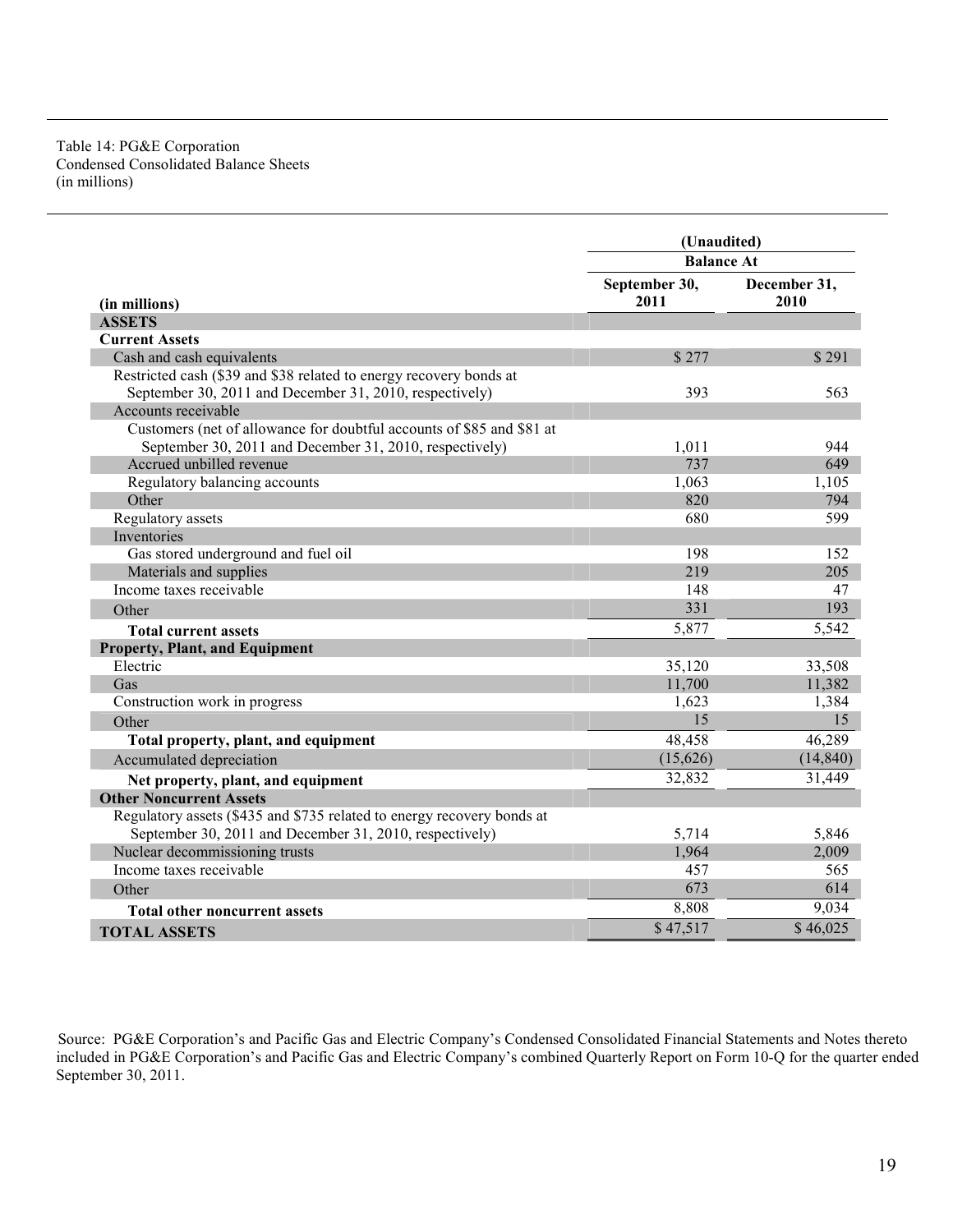Table 14: PG&E Corporation
Condensed Consolidated Balance Sheets
(in millions)

| | (Unaudited) | |
|---|---|---|
| | Balance At | |
| **(in millions)** | **September 30, 2011** | **December 31, 2010** |
| **ASSETS** | | |
| **Current Assets** | | |
| Cash and cash equivalents | $ 277 | $ 291 |
| Restricted cash ($39 and $38 related to energy recovery bonds at September 30, 2011 and December 31, 2010, respectively) | 393 | 563 |
| Accounts receivable | | |
| Customers (net of allowance for doubtful accounts of $85 and $81 at September 30, 2011 and December 31, 2010, respectively) | 1,011 | 944 |
| Accrued unbilled revenue | 737 | 649 |
| Regulatory balancing accounts | 1,063 | 1,105 |
| Other | 820 | 794 |
| Regulatory assets | 680 | 599 |
| Inventories | | |
| Gas stored underground and fuel oil | 198 | 152 |
| Materials and supplies | 219 | 205 |
| Income taxes receivable | 148 | 47 |
| Other | 331 | 193 |
| **Total current assets** | 5,877 | 5,542 |
| **Property, Plant, and Equipment** | | |
| Electric | 35,120 | 33,508 |
| Gas | 11,700 | 11,382 |
| Construction work in progress | 1,623 | 1,384 |
| Other | 15 | 15 |
| **Total property, plant, and equipment** | 48,458 | 46,289 |
| Accumulated depreciation | (15,626) | (14,840) |
| **Net property, plant, and equipment** | 32,832 | 31,449 |
| **Other Noncurrent Assets** | | |
| Regulatory assets ($435 and $735 related to energy recovery bonds at September 30, 2011 and December 31, 2010, respectively) | 5,714 | 5,846 |
| Nuclear decommissioning trusts | 1,964 | 2,009 |
| Income taxes receivable | 457 | 565 |
| Other | 673 | 614 |
| **Total other noncurrent assets** | 8,808 | 9,034 |
| **TOTAL ASSETS** | $ 47,517 | $ 46,025 |

Source: PG&E Corporation's and Pacific Gas and Electric Company's Condensed Consolidated Financial Statements and Notes thereto included in PG&E Corporation's and Pacific Gas and Electric Company's combined Quarterly Report on Form 10-Q for the quarter ended September 30, 2011.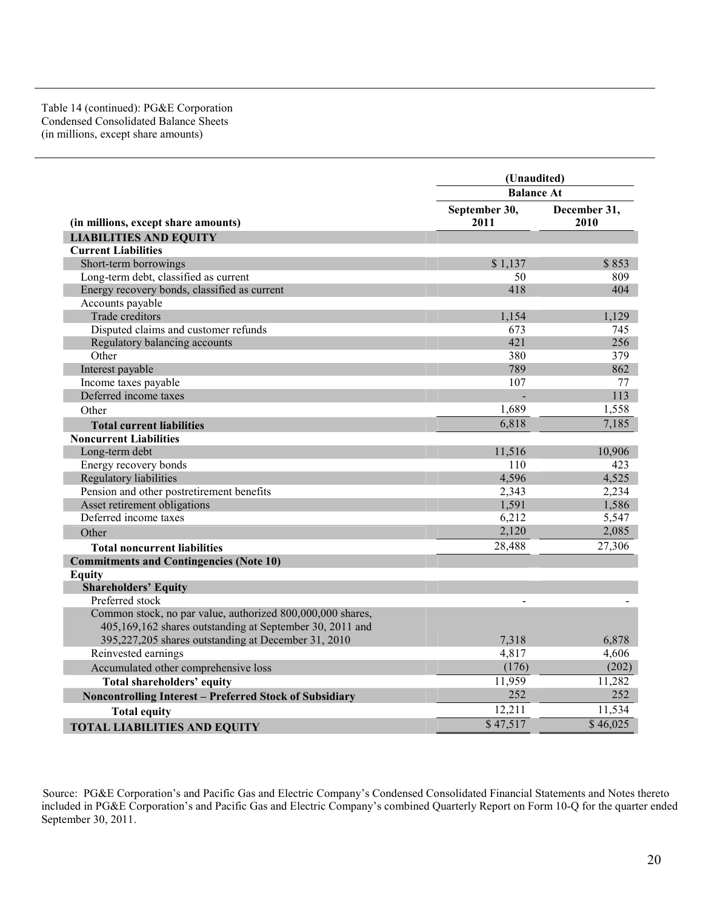Table 14 (continued): PG&E Corporation
Condensed Consolidated Balance Sheets
(in millions, except share amounts)

| (in millions, except share amounts) | (Unaudited) Balance At September 30, 2011 | December 31, 2010 |
|---|---|---|
| **LIABILITIES AND EQUITY** | | |
| **Current Liabilities** | | |
| Short-term borrowings | $ 1,137 | $ 853 |
| Long-term debt, classified as current | 50 | 809 |
| Energy recovery bonds, classified as current | 418 | 404 |
| Accounts payable | | |
| Trade creditors | 1,154 | 1,129 |
| Disputed claims and customer refunds | 673 | 745 |
| Regulatory balancing accounts | 421 | 256 |
| Other | 380 | 379 |
| Interest payable | 789 | 862 |
| Income taxes payable | 107 | 77 |
| Deferred income taxes | - | 113 |
| Other | 1,689 | 1,558 |
| **Total current liabilities** | 6,818 | 7,185 |
| **Noncurrent Liabilities** | | |
| Long-term debt | 11,516 | 10,906 |
| Energy recovery bonds | 110 | 423 |
| Regulatory liabilities | 4,596 | 4,525 |
| Pension and other postretirement benefits | 2,343 | 2,234 |
| Asset retirement obligations | 1,591 | 1,586 |
| Deferred income taxes | 6,212 | 5,547 |
| Other | 2,120 | 2,085 |
| **Total noncurrent liabilities** | 28,488 | 27,306 |
| **Commitments and Contingencies (Note 10)** | | |
| **Equity** | | |
| **Shareholders' Equity** | | |
| Preferred stock | - | - |
| Common stock, no par value, authorized 800,000,000 shares, 405,169,162 shares outstanding at September 30, 2011 and 395,227,205 shares outstanding at December 31, 2010 | 7,318 | 6,878 |
| Reinvested earnings | 4,817 | 4,606 |
| Accumulated other comprehensive loss | (176) | (202) |
| **Total shareholders' equity** | 11,959 | 11,282 |
| **Noncontrolling Interest – Preferred Stock of Subsidiary** | 252 | 252 |
| **Total equity** | 12,211 | 11,534 |
| **TOTAL LIABILITIES AND EQUITY** | $ 47,517 | $ 46,025 |

Source: PG&E Corporation's and Pacific Gas and Electric Company's Condensed Consolidated Financial Statements and Notes thereto included in PG&E Corporation's and Pacific Gas and Electric Company's combined Quarterly Report on Form 10-Q for the quarter ended September 30, 2011.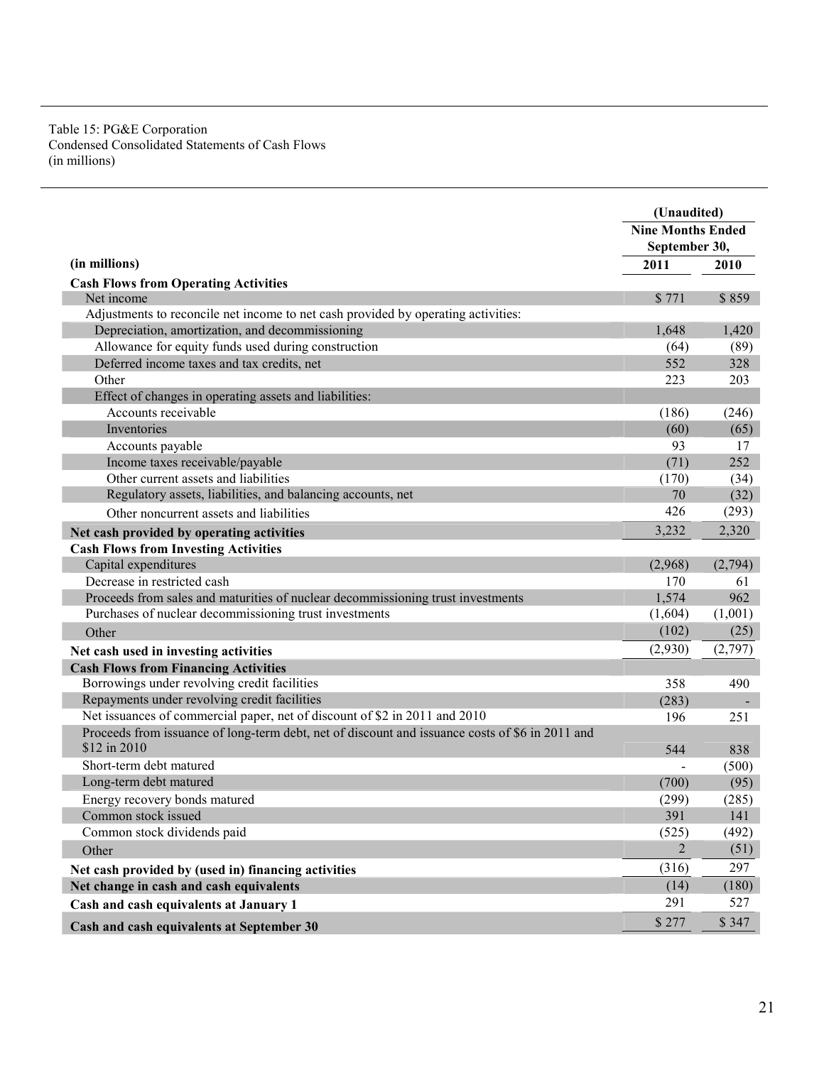Table 15: PG&E Corporation
Condensed Consolidated Statements of Cash Flows
(in millions)

| | (Unaudited) | |
|---|---|---|
| | Nine Months Ended September 30, | |
| (in millions) | 2011 | 2010 |
| **Cash Flows from Operating Activities** | | |
| Net income | $ 771 | $ 859 |
| Adjustments to reconcile net income to net cash provided by operating activities: | | |
| Depreciation, amortization, and decommissioning | 1,648 | 1,420 |
| Allowance for equity funds used during construction | (64) | (89) |
| Deferred income taxes and tax credits, net | 552 | 328 |
| Other | 223 | 203 |
| Effect of changes in operating assets and liabilities: | | |
| Accounts receivable | (186) | (246) |
| Inventories | (60) | (65) |
| Accounts payable | 93 | 17 |
| Income taxes receivable/payable | (71) | 252 |
| Other current assets and liabilities | (170) | (34) |
| Regulatory assets, liabilities, and balancing accounts, net | 70 | (32) |
| Other noncurrent assets and liabilities | 426 | (293) |
| **Net cash provided by operating activities** | 3,232 | 2,320 |
| **Cash Flows from Investing Activities** | | |
| Capital expenditures | (2,968) | (2,794) |
| Decrease in restricted cash | 170 | 61 |
| Proceeds from sales and maturities of nuclear decommissioning trust investments | 1,574 | 962 |
| Purchases of nuclear decommissioning trust investments | (1,604) | (1,001) |
| Other | (102) | (25) |
| **Net cash used in investing activities** | (2,930) | (2,797) |
| **Cash Flows from Financing Activities** | | |
| Borrowings under revolving credit facilities | 358 | 490 |
| Repayments under revolving credit facilities | (283) | - |
| Net issuances of commercial paper, net of discount of $2 in 2011 and 2010 | 196 | 251 |
| Proceeds from issuance of long-term debt, net of discount and issuance costs of $6 in 2011 and $12 in 2010 | 544 | 838 |
| Short-term debt matured | - | (500) |
| Long-term debt matured | (700) | (95) |
| Energy recovery bonds matured | (299) | (285) |
| Common stock issued | 391 | 141 |
| Common stock dividends paid | (525) | (492) |
| Other | 2 | (51) |
| **Net cash provided by (used in) financing activities** | (316) | 297 |
| **Net change in cash and cash equivalents** | (14) | (180) |
| **Cash and cash equivalents at January 1** | 291 | 527 |
| **Cash and cash equivalents at September 30** | $ 277 | $ 347 |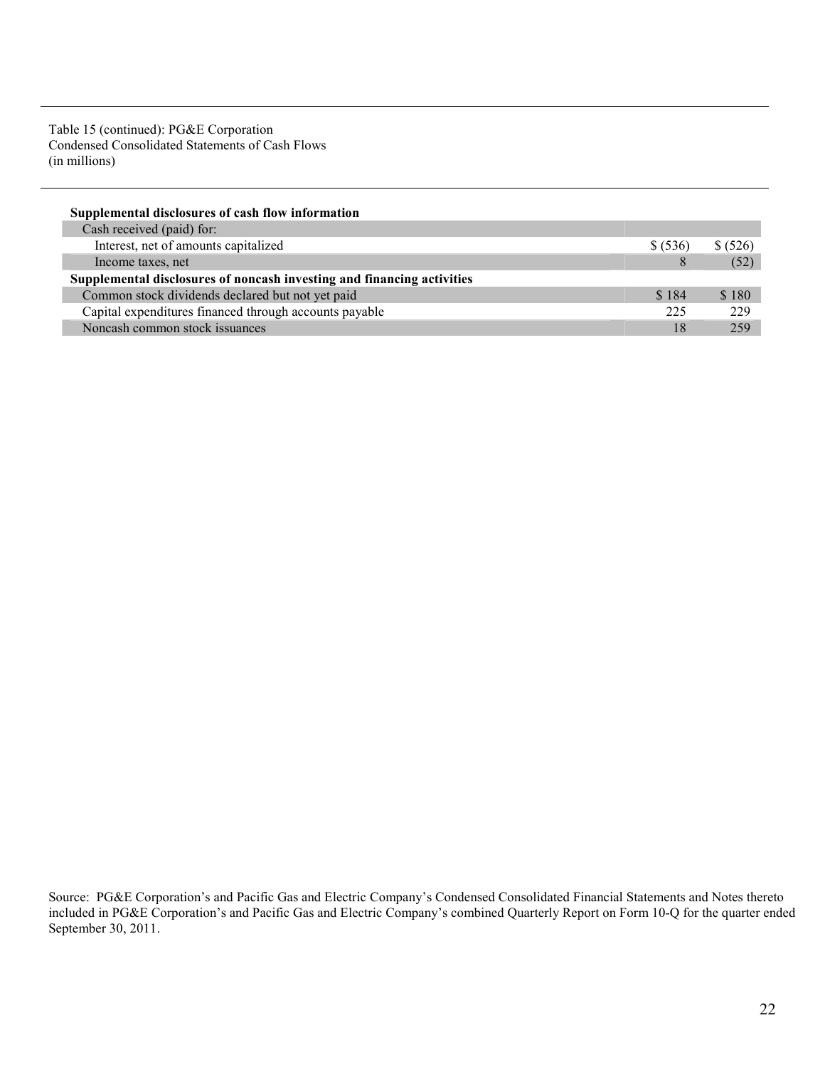Table 15 (continued): PG&E Corporation
Condensed Consolidated Statements of Cash Flows
(in millions)

| | | |
|---|---|---|
| **Supplemental disclosures of cash flow information** | | |
| Cash received (paid) for: | | |
| Interest, net of amounts capitalized | $ (536) | $ (526) |
| Income taxes, net | 8 | (52) |
| **Supplemental disclosures of noncash investing and financing activities** | | |
| Common stock dividends declared but not yet paid | $ 184 | $ 180 |
| Capital expenditures financed through accounts payable | 225 | 229 |
| Noncash common stock issuances | 18 | 259 |

Source: PG&E Corporation's and Pacific Gas and Electric Company's Condensed Consolidated Financial Statements and Notes thereto included in PG&E Corporation's and Pacific Gas and Electric Company's combined Quarterly Report on Form 10-Q for the quarter ended September 30, 2011.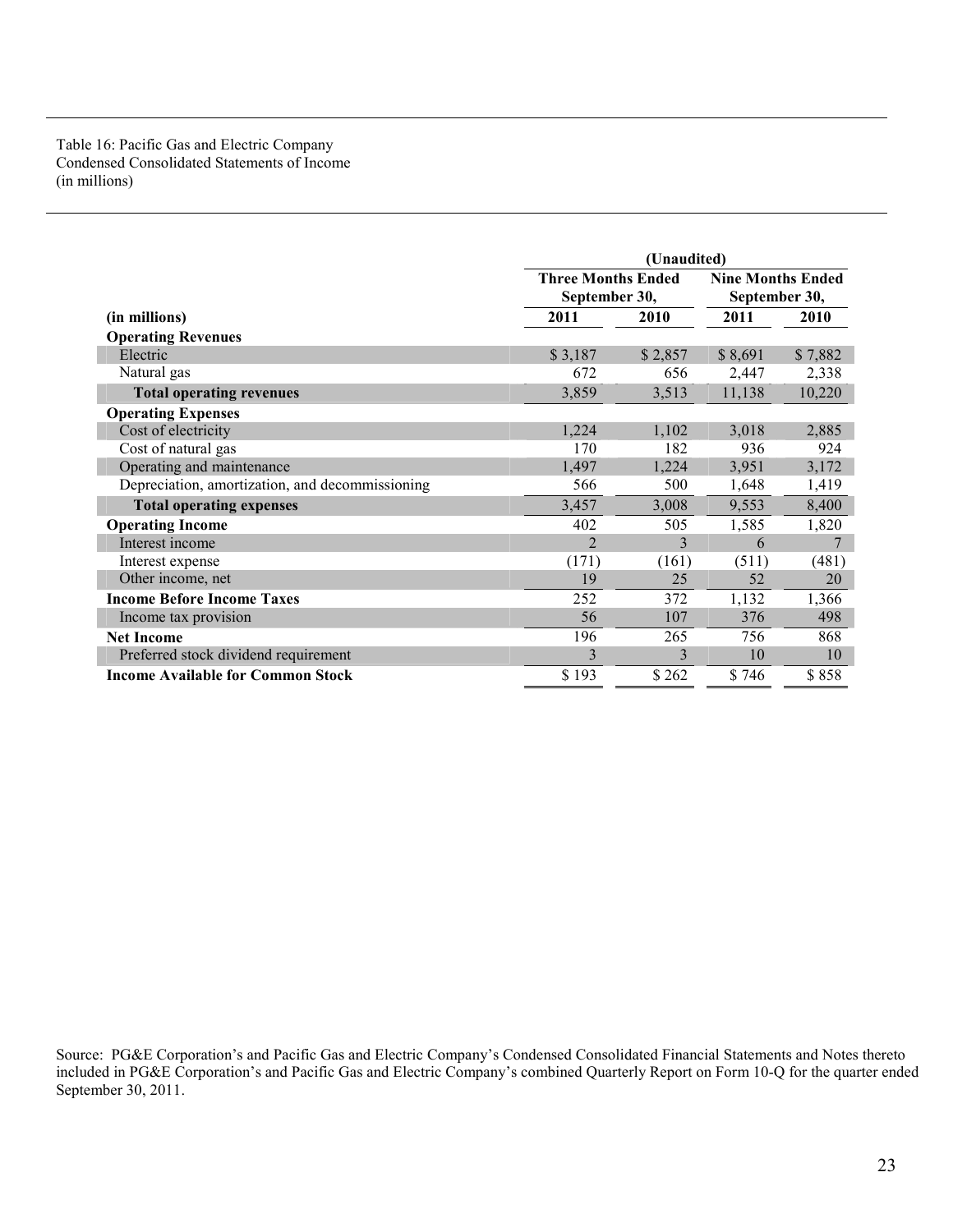Table 16: Pacific Gas and Electric Company
Condensed Consolidated Statements of Income
(in millions)

| | (Unaudited) | | | |
|---|---|---|---|---|
| | Three Months Ended September 30, | | Nine Months Ended September 30, | |
| (in millions) | 2011 | 2010 | 2011 | 2010 |
| **Operating Revenues** | | | | |
| Electric | $ 3,187 | $ 2,857 | $ 8,691 | $ 7,882 |
| Natural gas | 672 | 656 | 2,447 | 2,338 |
| **Total operating revenues** | 3,859 | 3,513 | 11,138 | 10,220 |
| **Operating Expenses** | | | | |
| Cost of electricity | 1,224 | 1,102 | 3,018 | 2,885 |
| Cost of natural gas | 170 | 182 | 936 | 924 |
| Operating and maintenance | 1,497 | 1,224 | 3,951 | 3,172 |
| Depreciation, amortization, and decommissioning | 566 | 500 | 1,648 | 1,419 |
| **Total operating expenses** | 3,457 | 3,008 | 9,553 | 8,400 |
| **Operating Income** | 402 | 505 | 1,585 | 1,820 |
| Interest income | 2 | 3 | 6 | 7 |
| Interest expense | (171) | (161) | (511) | (481) |
| Other income, net | 19 | 25 | 52 | 20 |
| **Income Before Income Taxes** | 252 | 372 | 1,132 | 1,366 |
| Income tax provision | 56 | 107 | 376 | 498 |
| **Net Income** | 196 | 265 | 756 | 868 |
| Preferred stock dividend requirement | 3 | 3 | 10 | 10 |
| **Income Available for Common Stock** | $ 193 | $ 262 | $ 746 | $ 858 |

Source: PG&E Corporation's and Pacific Gas and Electric Company's Condensed Consolidated Financial Statements and Notes thereto included in PG&E Corporation's and Pacific Gas and Electric Company's combined Quarterly Report on Form 10-Q for the quarter ended September 30, 2011.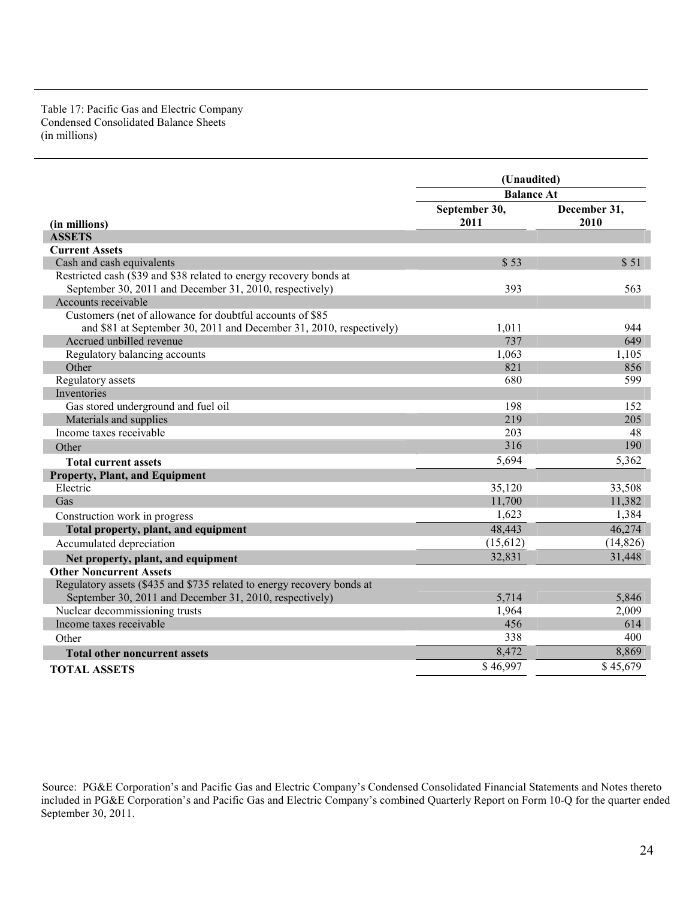Table 17: Pacific Gas and Electric Company
Condensed Consolidated Balance Sheets
(in millions)

| | (Unaudited) | |
|---|---|---|
| | Balance At | |
| **(in millions)** | **September 30, 2011** | **December 31, 2010** |
| **ASSETS** | | |
| **Current Assets** | | |
| Cash and cash equivalents | $ 53 | $ 51 |
| Restricted cash ($39 and $38 related to energy recovery bonds at September 30, 2011 and December 31, 2010, respectively) | 393 | 563 |
| Accounts receivable | | |
| Customers (net of allowance for doubtful accounts of $85 and $81 at September 30, 2011 and December 31, 2010, respectively) | 1,011 | 944 |
| Accrued unbilled revenue | 737 | 649 |
| Regulatory balancing accounts | 1,063 | 1,105 |
| Other | 821 | 856 |
| Regulatory assets | 680 | 599 |
| Inventories | | |
| Gas stored underground and fuel oil | 198 | 152 |
| Materials and supplies | 219 | 205 |
| Income taxes receivable | 203 | 48 |
| Other | 316 | 190 |
| **Total current assets** | 5,694 | 5,362 |
| **Property, Plant, and Equipment** | | |
| Electric | 35,120 | 33,508 |
| Gas | 11,700 | 11,382 |
| Construction work in progress | 1,623 | 1,384 |
| **Total property, plant, and equipment** | 48,443 | 46,274 |
| Accumulated depreciation | (15,612) | (14,826) |
| **Net property, plant, and equipment** | 32,831 | 31,448 |
| **Other Noncurrent Assets** | | |
| Regulatory assets ($435 and $735 related to energy recovery bonds at September 30, 2011 and December 31, 2010, respectively) | 5,714 | 5,846 |
| Nuclear decommissioning trusts | 1,964 | 2,009 |
| Income taxes receivable | 456 | 614 |
| Other | 338 | 400 |
| **Total other noncurrent assets** | 8,472 | 8,869 |
| **TOTAL ASSETS** | $ 46,997 | $ 45,679 |

Source: PG&E Corporation's and Pacific Gas and Electric Company's Condensed Consolidated Financial Statements and Notes thereto included in PG&E Corporation's and Pacific Gas and Electric Company's combined Quarterly Report on Form 10-Q for the quarter ended September 30, 2011.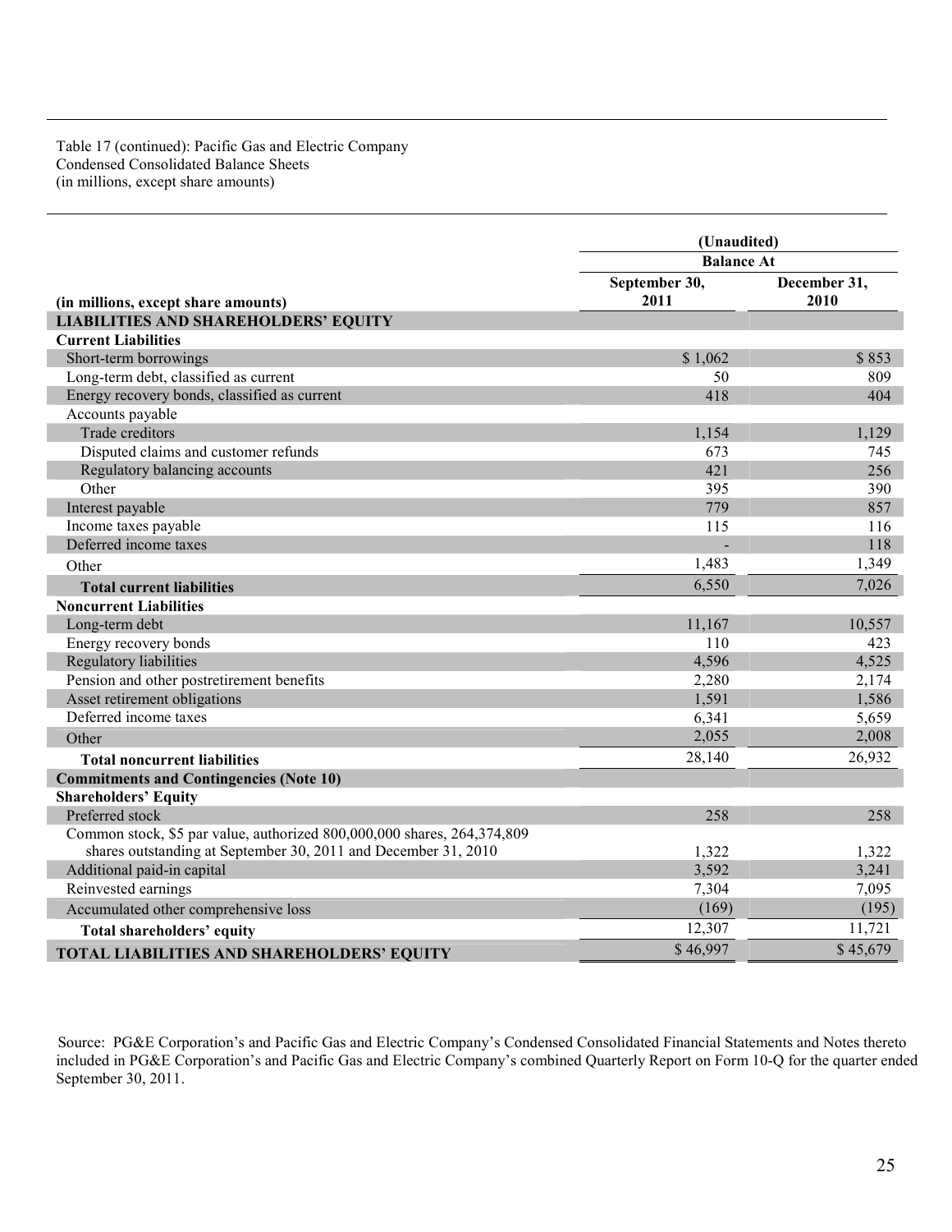Table 17 (continued): Pacific Gas and Electric Company
Condensed Consolidated Balance Sheets
(in millions, except share amounts)

| | (Unaudited) | |
|---|---|---|
| | Balance At | |
| (in millions, except share amounts) | September 30, 2011 | December 31, 2010 |
| **LIABILITIES AND SHAREHOLDERS' EQUITY** | | |
| **Current Liabilities** | | |
| Short-term borrowings | $ 1,062 | $ 853 |
| Long-term debt, classified as current | 50 | 809 |
| Energy recovery bonds, classified as current | 418 | 404 |
| Accounts payable | | |
| Trade creditors | 1,154 | 1,129 |
| Disputed claims and customer refunds | 673 | 745 |
| Regulatory balancing accounts | 421 | 256 |
| Other | 395 | 390 |
| Interest payable | 779 | 857 |
| Income taxes payable | 115 | 116 |
| Deferred income taxes | - | 118 |
| Other | 1,483 | 1,349 |
| **Total current liabilities** | 6,550 | 7,026 |
| **Noncurrent Liabilities** | | |
| Long-term debt | 11,167 | 10,557 |
| Energy recovery bonds | 110 | 423 |
| Regulatory liabilities | 4,596 | 4,525 |
| Pension and other postretirement benefits | 2,280 | 2,174 |
| Asset retirement obligations | 1,591 | 1,586 |
| Deferred income taxes | 6,341 | 5,659 |
| Other | 2,055 | 2,008 |
| **Total noncurrent liabilities** | 28,140 | 26,932 |
| **Commitments and Contingencies (Note 10)** | | |
| **Shareholders' Equity** | | |
| Preferred stock | 258 | 258 |
| Common stock, $5 par value, authorized 800,000,000 shares, 264,374,809 shares outstanding at September 30, 2011 and December 31, 2010 | 1,322 | 1,322 |
| Additional paid-in capital | 3,592 | 3,241 |
| Reinvested earnings | 7,304 | 7,095 |
| Accumulated other comprehensive loss | (169) | (195) |
| **Total shareholders' equity** | 12,307 | 11,721 |
| **TOTAL LIABILITIES AND SHAREHOLDERS' EQUITY** | $ 46,997 | $ 45,679 |

Source: PG&E Corporation's and Pacific Gas and Electric Company's Condensed Consolidated Financial Statements and Notes thereto included in PG&E Corporation's and Pacific Gas and Electric Company's combined Quarterly Report on Form 10-Q for the quarter ended September 30, 2011.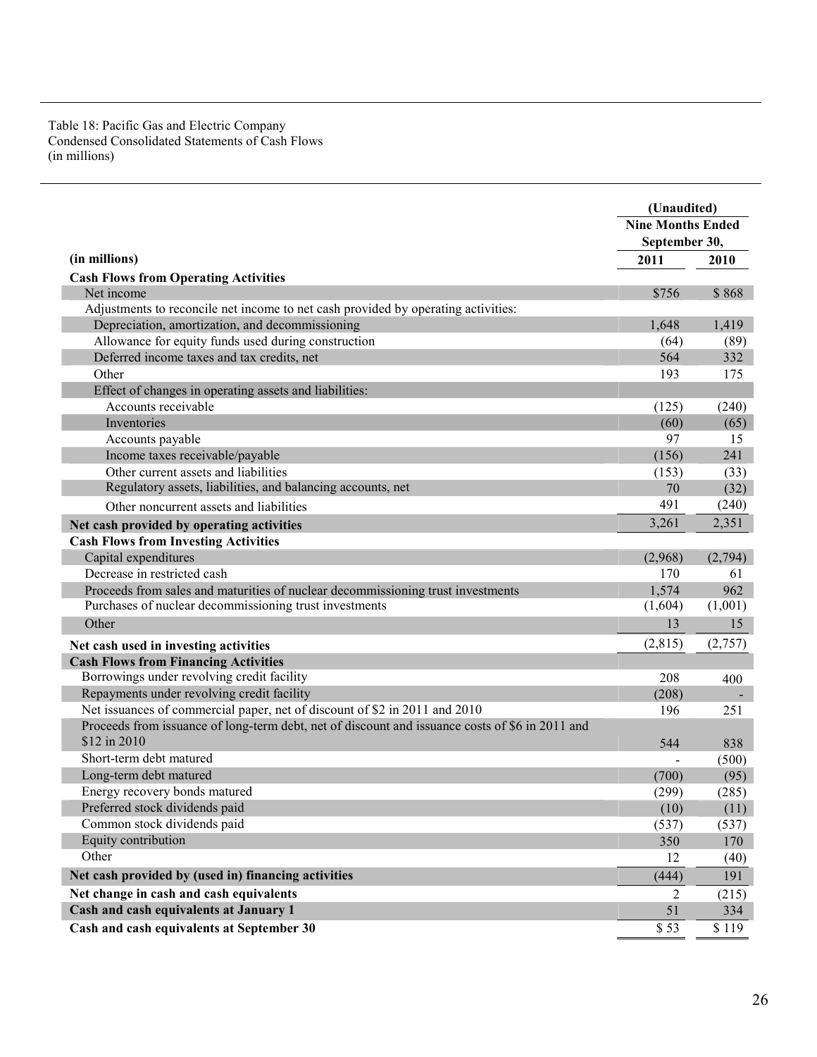Table 18: Pacific Gas and Electric Company
Condensed Consolidated Statements of Cash Flows
(in millions)

| | (Unaudited) | |
|---|---|---|
| | Nine Months Ended September 30, | |
| (in millions) | 2011 | 2010 |
| **Cash Flows from Operating Activities** | | |
| Net income | $756 | $ 868 |
| Adjustments to reconcile net income to net cash provided by operating activities: | | |
| Depreciation, amortization, and decommissioning | 1,648 | 1,419 |
| Allowance for equity funds used during construction | (64) | (89) |
| Deferred income taxes and tax credits, net | 564 | 332 |
| Other | 193 | 175 |
| Effect of changes in operating assets and liabilities: | | |
| Accounts receivable | (125) | (240) |
| Inventories | (60) | (65) |
| Accounts payable | 97 | 15 |
| Income taxes receivable/payable | (156) | 241 |
| Other current assets and liabilities | (153) | (33) |
| Regulatory assets, liabilities, and balancing accounts, net | 70 | (32) |
| Other noncurrent assets and liabilities | 491 | (240) |
| **Net cash provided by operating activities** | 3,261 | 2,351 |
| **Cash Flows from Investing Activities** | | |
| Capital expenditures | (2,968) | (2,794) |
| Decrease in restricted cash | 170 | 61 |
| Proceeds from sales and maturities of nuclear decommissioning trust investments | 1,574 | 962 |
| Purchases of nuclear decommissioning trust investments | (1,604) | (1,001) |
| Other | 13 | 15 |
| **Net cash used in investing activities** | (2,815) | (2,757) |
| **Cash Flows from Financing Activities** | | |
| Borrowings under revolving credit facility | 208 | 400 |
| Repayments under revolving credit facility | (208) | - |
| Net issuances of commercial paper, net of discount of $2 in 2011 and 2010 | 196 | 251 |
| Proceeds from issuance of long-term debt, net of discount and issuance costs of $6 in 2011 and $12 in 2010 | 544 | 838 |
| Short-term debt matured | - | (500) |
| Long-term debt matured | (700) | (95) |
| Energy recovery bonds matured | (299) | (285) |
| Preferred stock dividends paid | (10) | (11) |
| Common stock dividends paid | (537) | (537) |
| Equity contribution | 350 | 170 |
| Other | 12 | (40) |
| **Net cash provided by (used in) financing activities** | (444) | 191 |
| **Net change in cash and cash equivalents** | 2 | (215) |
| **Cash and cash equivalents at January 1** | 51 | 334 |
| **Cash and cash equivalents at September 30** | $ 53 | $ 119 |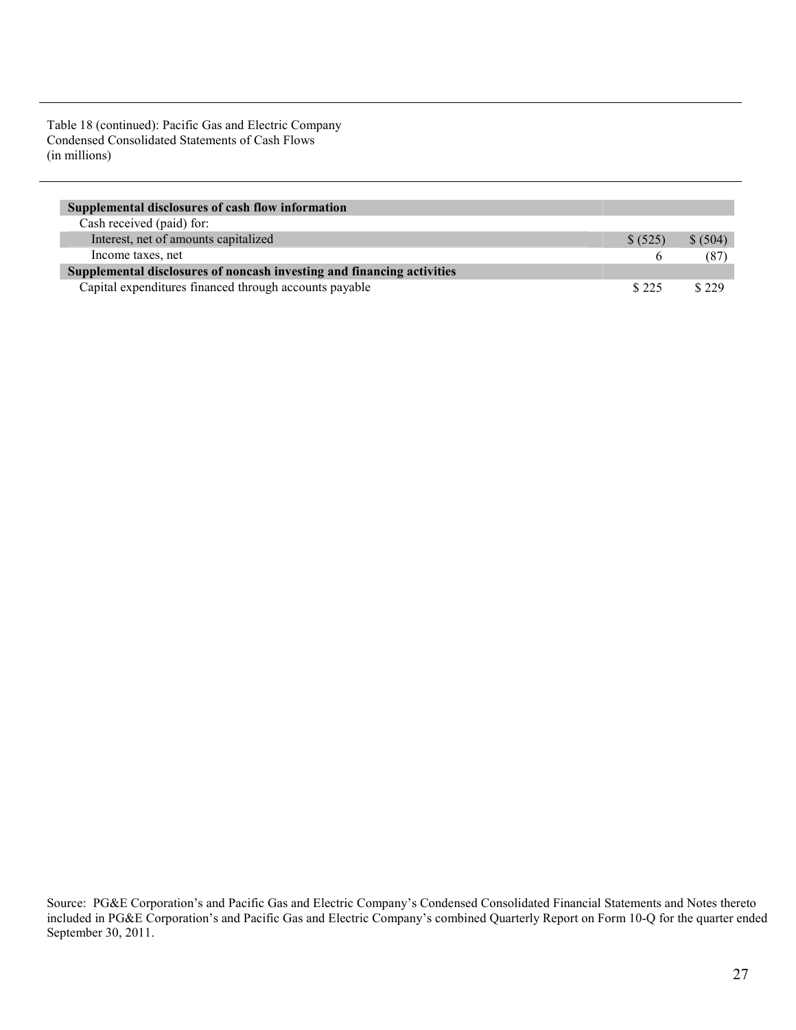Table 18 (continued): Pacific Gas and Electric Company
Condensed Consolidated Statements of Cash Flows
(in millions)

| | | |
|---|---|---|
| **Supplemental disclosures of cash flow information** | | |
| Cash received (paid) for: | | |
| Interest, net of amounts capitalized | $ (525) | $ (504) |
| Income taxes, net | 6 | (87) |
| **Supplemental disclosures of noncash investing and financing activities** | | |
| Capital expenditures financed through accounts payable | $ 225 | $ 229 |

Source: PG&E Corporation's and Pacific Gas and Electric Company's Condensed Consolidated Financial Statements and Notes thereto included in PG&E Corporation's and Pacific Gas and Electric Company's combined Quarterly Report on Form 10-Q for the quarter ended September 30, 2011.